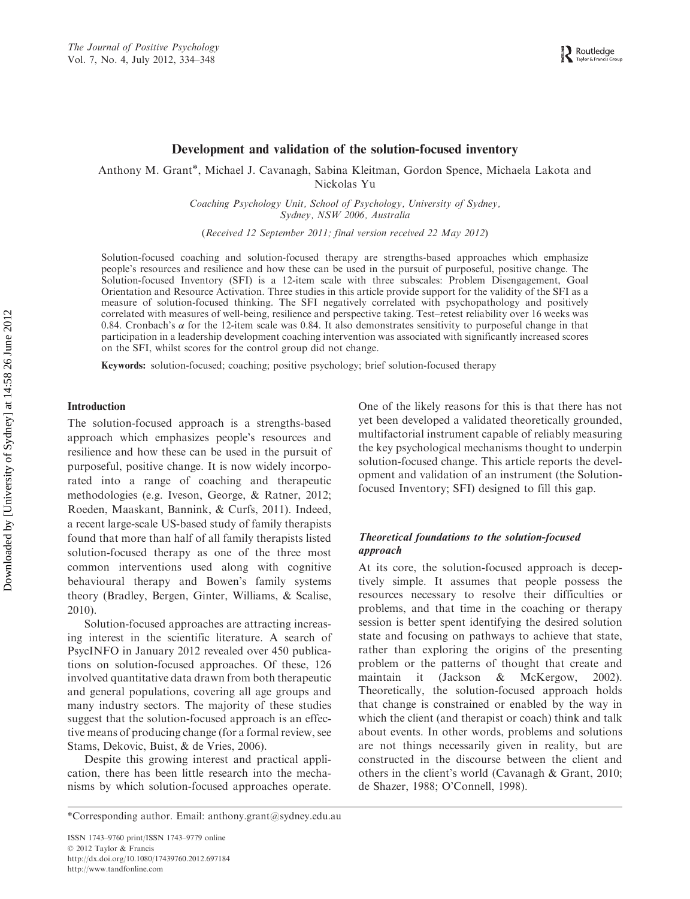# Development and validation of the solution-focused inventory

Anthony M. Grant*, Michael J. Cavanagh, Sabina Kleitman, Gordon Spence, Michaela Lakota and Nickolas Yu

*Coaching Psychology Unit, School of Psychology, University of Sydney, Sydney, NSW 2006, Australia*

(*Received 12 September 2011; final version received 22 May 2012*)

Solution-focused coaching and solution-focused therapy are strengths-based approaches which emphasize people's resources and resilience and how these can be used in the pursuit of purposeful, positive change. The Solution-focused Inventory (SFI) is a 12-item scale with three subscales: Problem Disengagement, Goal Orientation and Resource Activation. Three studies in this article provide support for the validity of the SFI as a measure of solution-focused thinking. The SFI negatively correlated with psychopathology and positively correlated with measures of well-being, resilience and perspective taking. Test–retest reliability over 16 weeks was 0.84. Cronbach's $\alpha$ for the 12-item scale was 0.84. It also demonstrates sensitivity to purposeful change in that participation in a leadership development coaching intervention was associated with significantly increased scores on the SFI, whilst scores for the control group did not change.

**Keywords:** solution-focused; coaching; positive psychology; brief solution-focused therapy

## Introduction

The solution-focused approach is a strengths-based approach which emphasizes people's resources and resilience and how these can be used in the pursuit of purposeful, positive change. It is now widely incorporated into a range of coaching and therapeutic methodologies (e.g. Iveson, George, & Ratner, 2012; Roeden, Maaskant, Bannink, & Curfs, 2011). Indeed, a recent large-scale US-based study of family therapists found that more than half of all family therapists listed solution-focused therapy as one of the three most common interventions used along with cognitive behavioural therapy and Bowen's family systems theory (Bradley, Bergen, Ginter, Williams, & Scalise, 2010).

Solution-focused approaches are attracting increasing interest in the scientific literature. A search of PsycINFO in January 2012 revealed over 450 publications on solution-focused approaches. Of these, 126 involved quantitative data drawn from both therapeutic and general populations, covering all age groups and many industry sectors. The majority of these studies suggest that the solution-focused approach is an effective means of producing change (for a formal review, see Stams, Dekovic, Buist, & de Vries, 2006).

Despite this growing interest and practical application, there has been little research into the mechanisms by which solution-focused approaches operate. One of the likely reasons for this is that there has not yet been developed a validated theoretically grounded, multifactorial instrument capable of reliably measuring the key psychological mechanisms thought to underpin solution-focused change. This article reports the development and validation of an instrument (the Solution-focused Inventory; SFI) designed to fill this gap.

### *Theoretical foundations to the solution-focused approach*

At its core, the solution-focused approach is deceptively simple. It assumes that people possess the resources necessary to resolve their difficulties or problems, and that time in the coaching or therapy session is better spent identifying the desired solution state and focusing on pathways to achieve that state, rather than exploring the origins of the presenting problem or the patterns of thought that create and maintain it (Jackson & McKergow, 2002). Theoretically, the solution-focused approach holds that change is constrained or enabled by the way in which the client (and therapist or coach) think and talk about events. In other words, problems and solutions are not things necessarily given in reality, but are constructed in the discourse between the client and others in the client's world (Cavanagh & Grant, 2010; de Shazer, 1988; O'Connell, 1998).

*Corresponding author. Email: anthony.grant@sydney.edu.au

ISSN 1743–9760 print/ISSN 1743–9779 online
© 2012 Taylor & Francis
http://dx.doi.org/10.1080/17439760.2012.697184
http://www.tandfonline.com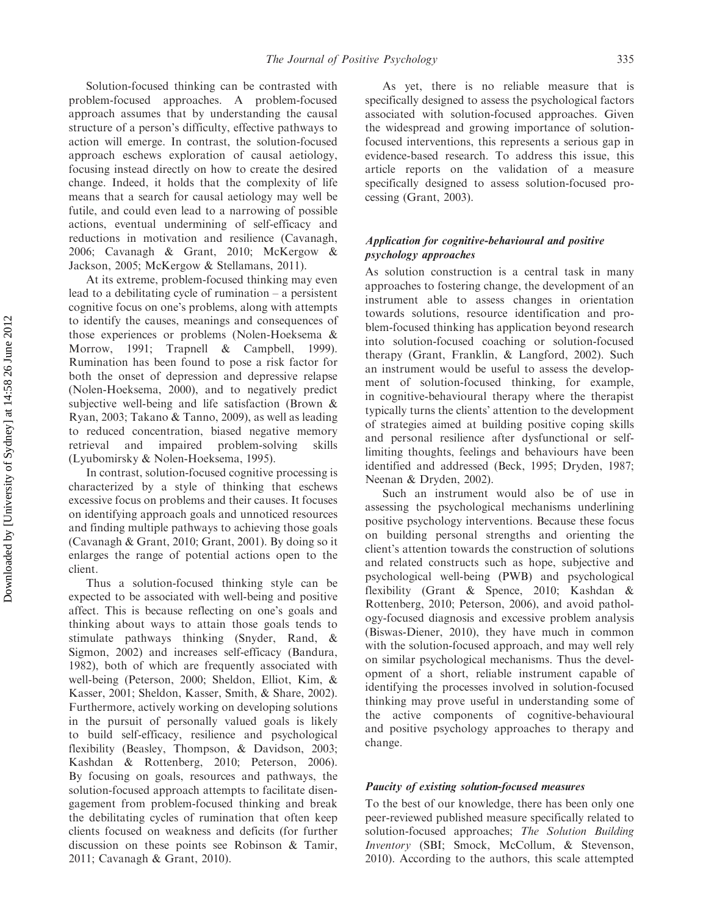Solution-focused thinking can be contrasted with problem-focused approaches. A problem-focused approach assumes that by understanding the causal structure of a person's difficulty, effective pathways to action will emerge. In contrast, the solution-focused approach eschews exploration of causal aetiology, focusing instead directly on how to create the desired change. Indeed, it holds that the complexity of life means that a search for causal aetiology may well be futile, and could even lead to a narrowing of possible actions, eventual undermining of self-efficacy and reductions in motivation and resilience (Cavanagh, 2006; Cavanagh & Grant, 2010; McKergow & Jackson, 2005; McKergow & Stellamans, 2011).

At its extreme, problem-focused thinking may even lead to a debilitating cycle of rumination – a persistent cognitive focus on one's problems, along with attempts to identify the causes, meanings and consequences of those experiences or problems (Nolen-Hoeksema & Morrow, 1991; Trapnell & Campbell, 1999). Rumination has been found to pose a risk factor for both the onset of depression and depressive relapse (Nolen-Hoeksema, 2000), and to negatively predict subjective well-being and life satisfaction (Brown & Ryan, 2003; Takano & Tanno, 2009), as well as leading to reduced concentration, biased negative memory retrieval and impaired problem-solving skills (Lyubomirsky & Nolen-Hoeksema, 1995).

In contrast, solution-focused cognitive processing is characterized by a style of thinking that eschews excessive focus on problems and their causes. It focuses on identifying approach goals and unnoticed resources and finding multiple pathways to achieving those goals (Cavanagh & Grant, 2010; Grant, 2001). By doing so it enlarges the range of potential actions open to the client.

Thus a solution-focused thinking style can be expected to be associated with well-being and positive affect. This is because reflecting on one's goals and thinking about ways to attain those goals tends to stimulate pathways thinking (Snyder, Rand, & Sigmon, 2002) and increases self-efficacy (Bandura, 1982), both of which are frequently associated with well-being (Peterson, 2000; Sheldon, Elliot, Kim, & Kasser, 2001; Sheldon, Kasser, Smith, & Share, 2002). Furthermore, actively working on developing solutions in the pursuit of personally valued goals is likely to build self-efficacy, resilience and psychological flexibility (Beasley, Thompson, & Davidson, 2003; Kashdan & Rottenberg, 2010; Peterson, 2006). By focusing on goals, resources and pathways, the solution-focused approach attempts to facilitate disengagement from problem-focused thinking and break the debilitating cycles of rumination that often keep clients focused on weakness and deficits (for further discussion on these points see Robinson & Tamir, 2011; Cavanagh & Grant, 2010).

As yet, there is no reliable measure that is specifically designed to assess the psychological factors associated with solution-focused approaches. Given the widespread and growing importance of solution-focused interventions, this represents a serious gap in evidence-based research. To address this issue, this article reports on the validation of a measure specifically designed to assess solution-focused processing (Grant, 2003).

### *Application for cognitive-behavioural and positive psychology approaches*

As solution construction is a central task in many approaches to fostering change, the development of an instrument able to assess changes in orientation towards solutions, resource identification and problem-focused thinking has application beyond research into solution-focused coaching or solution-focused therapy (Grant, Franklin, & Langford, 2002). Such an instrument would be useful to assess the development of solution-focused thinking, for example, in cognitive-behavioural therapy where the therapist typically turns the clients' attention to the development of strategies aimed at building positive coping skills and personal resilience after dysfunctional or self-limiting thoughts, feelings and behaviours have been identified and addressed (Beck, 1995; Dryden, 1987; Neenan & Dryden, 2002).

Such an instrument would also be of use in assessing the psychological mechanisms underlining positive psychology interventions. Because these focus on building personal strengths and orienting the client's attention towards the construction of solutions and related constructs such as hope, subjective and psychological well-being (PWB) and psychological flexibility (Grant & Spence, 2010; Kashdan & Rottenberg, 2010; Peterson, 2006), and avoid pathology-focused diagnosis and excessive problem analysis (Biswas-Diener, 2010), they have much in common with the solution-focused approach, and may well rely on similar psychological mechanisms. Thus the development of a short, reliable instrument capable of identifying the processes involved in solution-focused thinking may prove useful in understanding some of the active components of cognitive-behavioural and positive psychology approaches to therapy and change.

### *Paucity of existing solution-focused measures*

To the best of our knowledge, there has been only one peer-reviewed published measure specifically related to solution-focused approaches; *The Solution Building Inventory* (SBI; Smock, McCollum, & Stevenson, 2010). According to the authors, this scale attempted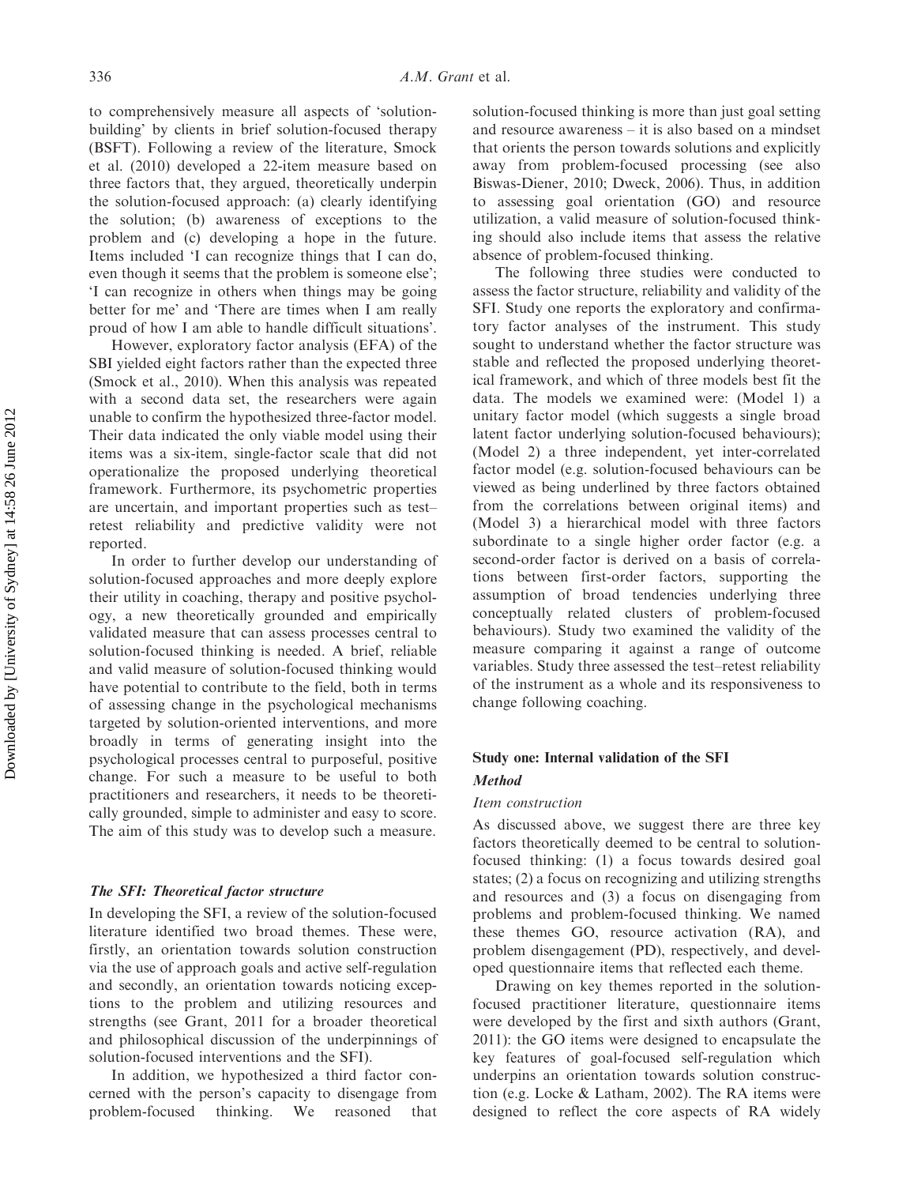to comprehensively measure all aspects of 'solution-building' by clients in brief solution-focused therapy (BSFT). Following a review of the literature, Smock et al. (2010) developed a 22-item measure based on three factors that, they argued, theoretically underpin the solution-focused approach: (a) clearly identifying the solution; (b) awareness of exceptions to the problem and (c) developing a hope in the future. Items included 'I can recognize things that I can do, even though it seems that the problem is someone else'; 'I can recognize in others when things may be going better for me' and 'There are times when I am really proud of how I am able to handle difficult situations'.

However, exploratory factor analysis (EFA) of the SBI yielded eight factors rather than the expected three (Smock et al., 2010). When this analysis was repeated with a second data set, the researchers were again unable to confirm the hypothesized three-factor model. Their data indicated the only viable model using their items was a six-item, single-factor scale that did not operationalize the proposed underlying theoretical framework. Furthermore, its psychometric properties are uncertain, and important properties such as test–retest reliability and predictive validity were not reported.

In order to further develop our understanding of solution-focused approaches and more deeply explore their utility in coaching, therapy and positive psychology, a new theoretically grounded and empirically validated measure that can assess processes central to solution-focused thinking is needed. A brief, reliable and valid measure of solution-focused thinking would have potential to contribute to the field, both in terms of assessing change in the psychological mechanisms targeted by solution-oriented interventions, and more broadly in terms of generating insight into the psychological processes central to purposeful, positive change. For such a measure to be useful to both practitioners and researchers, it needs to be theoretically grounded, simple to administer and easy to score. The aim of this study was to develop such a measure.

### The SFI: Theoretical factor structure

In developing the SFI, a review of the solution-focused literature identified two broad themes. These were, firstly, an orientation towards solution construction via the use of approach goals and active self-regulation and secondly, an orientation towards noticing exceptions to the problem and utilizing resources and strengths (see Grant, 2011 for a broader theoretical and philosophical discussion of the underpinnings of solution-focused interventions and the SFI).

In addition, we hypothesized a third factor concerned with the person's capacity to disengage from problem-focused thinking. We reasoned that solution-focused thinking is more than just goal setting and resource awareness – it is also based on a mindset that orients the person towards solutions and explicitly away from problem-focused processing (see also Biswas-Diener, 2010; Dweck, 2006). Thus, in addition to assessing goal orientation (GO) and resource utilization, a valid measure of solution-focused thinking should also include items that assess the relative absence of problem-focused thinking.

The following three studies were conducted to assess the factor structure, reliability and validity of the SFI. Study one reports the exploratory and confirmatory factor analyses of the instrument. This study sought to understand whether the factor structure was stable and reflected the proposed underlying theoretical framework, and which of three models best fit the data. The models we examined were: (Model 1) a unitary factor model (which suggests a single broad latent factor underlying solution-focused behaviours); (Model 2) a three independent, yet inter-correlated factor model (e.g. solution-focused behaviours can be viewed as being underlined by three factors obtained from the correlations between original items) and (Model 3) a hierarchical model with three factors subordinate to a single higher order factor (e.g. a second-order factor is derived on a basis of correlations between first-order factors, supporting the assumption of broad tendencies underlying three conceptually related clusters of problem-focused behaviours). Study two examined the validity of the measure comparing it against a range of outcome variables. Study three assessed the test–retest reliability of the instrument as a whole and its responsiveness to change following coaching.

## Study one: Internal validation of the SFI

### Method

#### *Item construction*

As discussed above, we suggest there are three key factors theoretically deemed to be central to solution-focused thinking: (1) a focus towards desired goal states; (2) a focus on recognizing and utilizing strengths and resources and (3) a focus on disengaging from problems and problem-focused thinking. We named these themes GO, resource activation (RA), and problem disengagement (PD), respectively, and developed questionnaire items that reflected each theme.

Drawing on key themes reported in the solution-focused practitioner literature, questionnaire items were developed by the first and sixth authors (Grant, 2011): the GO items were designed to encapsulate the key features of goal-focused self-regulation which underpins an orientation towards solution construction (e.g. Locke & Latham, 2002). The RA items were designed to reflect the core aspects of RA widely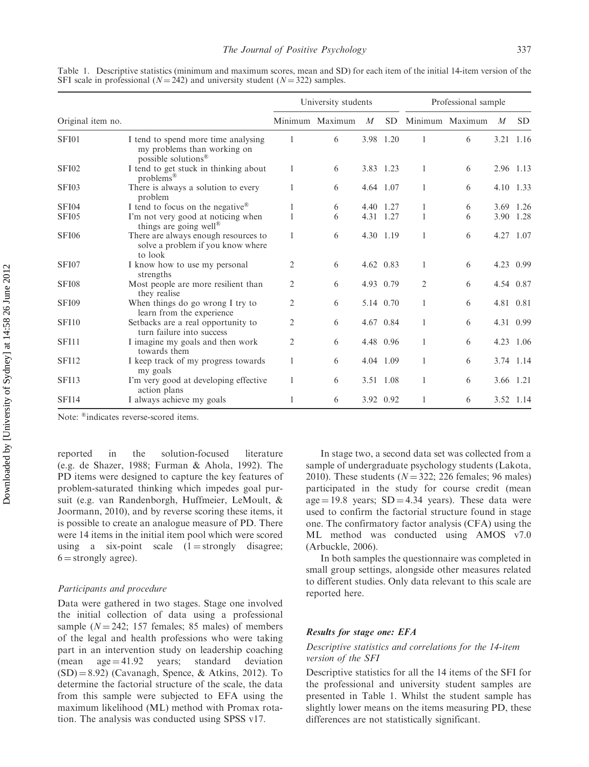Table 1. Descriptive statistics (minimum and maximum scores, mean and SD) for each item of the initial 14-item version of the SFI scale in professional ($N = 242$) and university student ($N = 322$) samples.

| Original item no. | | University students | | | | Professional sample | | | |
|---|---|---|---|---|---|---|---|---|---|
| | | Minimum | Maximum | $M$ | SD | Minimum | Maximum | $M$ | SD |
| SFI01 | I tend to spend more time analysing my problems than working on possible solutions® | 1 | 6 | 3.98 | 1.20 | 1 | 6 | 3.21 | 1.16 |
| SFI02 | I tend to get stuck in thinking about problems® | 1 | 6 | 3.83 | 1.23 | 1 | 6 | 2.96 | 1.13 |
| SFI03 | There is always a solution to every problem | 1 | 6 | 4.64 | 1.07 | 1 | 6 | 4.10 | 1.33 |
| SFI04 | I tend to focus on the negative® | 1 | 6 | 4.40 | 1.27 | 1 | 6 | 3.69 | 1.26 |
| SFI05 | I'm not very good at noticing when things are going well® | 1 | 6 | 4.31 | 1.27 | 1 | 6 | 3.90 | 1.28 |
| SFI06 | There are always enough resources to solve a problem if you know where to look | 1 | 6 | 4.30 | 1.19 | 1 | 6 | 4.27 | 1.07 |
| SFI07 | I know how to use my personal strengths | 2 | 6 | 4.62 | 0.83 | 1 | 6 | 4.23 | 0.99 |
| SFI08 | Most people are more resilient than they realise | 2 | 6 | 4.93 | 0.79 | 2 | 6 | 4.54 | 0.87 |
| SFI09 | When things do go wrong I try to learn from the experience | 2 | 6 | 5.14 | 0.70 | 1 | 6 | 4.81 | 0.81 |
| SFI10 | Setbacks are a real opportunity to turn failure into success | 2 | 6 | 4.67 | 0.84 | 1 | 6 | 4.31 | 0.99 |
| SFI11 | I imagine my goals and then work towards them | 2 | 6 | 4.48 | 0.96 | 1 | 6 | 4.23 | 1.06 |
| SFI12 | I keep track of my progress towards my goals | 1 | 6 | 4.04 | 1.09 | 1 | 6 | 3.74 | 1.14 |
| SFI13 | I'm very good at developing effective action plans | 1 | 6 | 3.51 | 1.08 | 1 | 6 | 3.66 | 1.21 |
| SFI14 | I always achieve my goals | 1 | 6 | 3.92 | 0.92 | 1 | 6 | 3.52 | 1.14 |

Note: ®indicates reverse-scored items.

reported in the solution-focused literature (e.g. de Shazer, 1988; Furman & Ahola, 1992). The PD items were designed to capture the key features of problem-saturated thinking which impedes goal pursuit (e.g. van Randenborgh, Huffmeier, LeMoult, & Joormann, 2010), and by reverse scoring these items, it is possible to create an analogue measure of PD. There were 14 items in the initial item pool which were scored using a six-point scale (1 = strongly disagree; 6 = strongly agree).

### *Participants and procedure*

Data were gathered in two stages. Stage one involved the initial collection of data using a professional sample ($N = 242$; 157 females; 85 males) of members of the legal and health professions who were taking part in an intervention study on leadership coaching (mean age = 41.92 years; standard deviation (SD) = 8.92) (Cavanagh, Spence, & Atkins, 2012). To determine the factorial structure of the scale, the data from this sample were subjected to EFA using the maximum likelihood (ML) method with Promax rotation. The analysis was conducted using SPSS v17.

In stage two, a second data set was collected from a sample of undergraduate psychology students (Lakota, 2010). These students ($N = 322$; 226 females; 96 males) participated in the study for course credit (mean age = 19.8 years; SD = 4.34 years). These data were used to confirm the factorial structure found in stage one. The confirmatory factor analysis (CFA) using the ML method was conducted using AMOS v7.0 (Arbuckle, 2006).

In both samples the questionnaire was completed in small group settings, alongside other measures related to different studies. Only data relevant to this scale are reported here.

## **Results for stage one: EFA**

### *Descriptive statistics and correlations for the 14-item version of the SFI*

Descriptive statistics for all the 14 items of the SFI for the professional and university student samples are presented in Table 1. Whilst the student sample has slightly lower means on the items measuring PD, these differences are not statistically significant.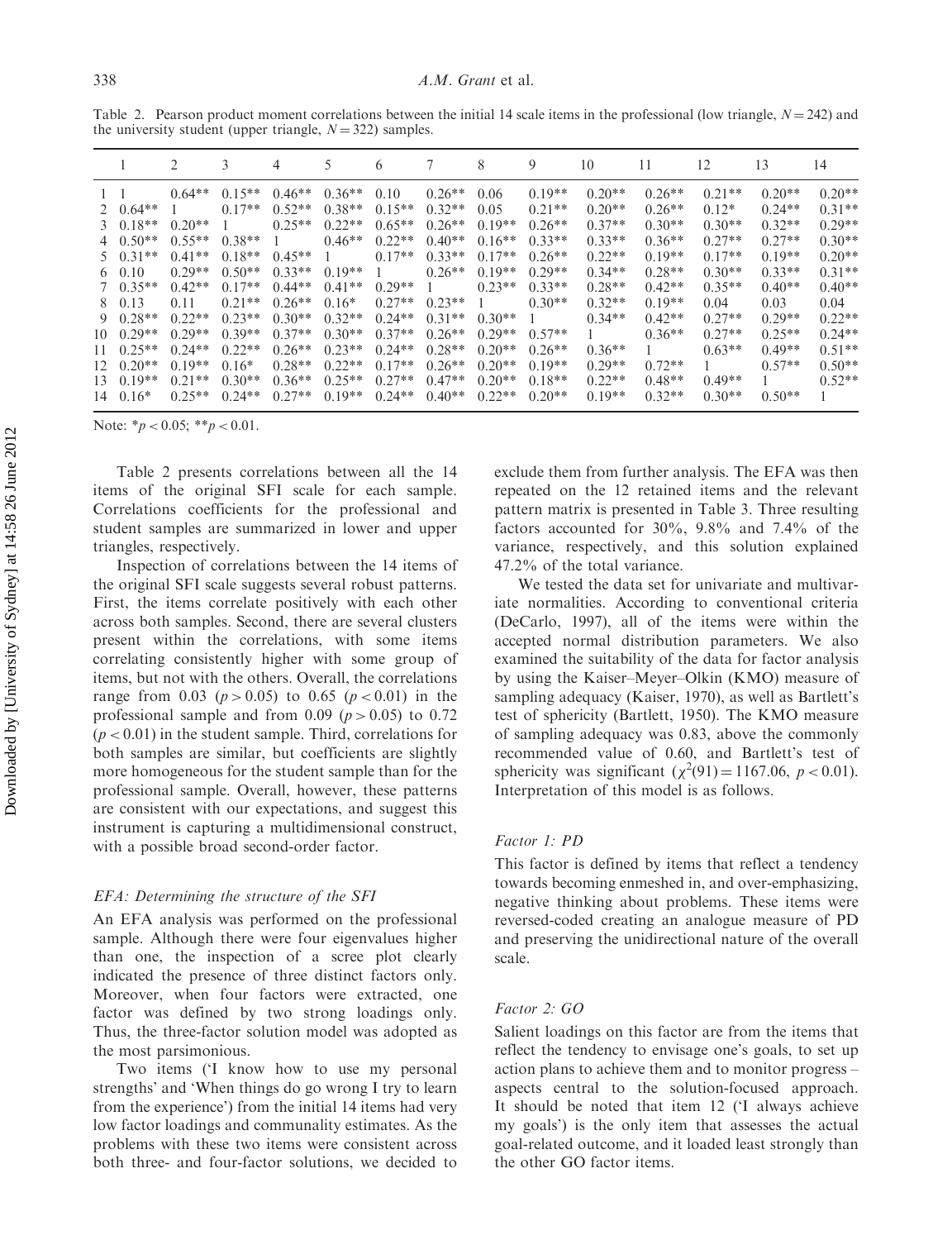Table 2. Pearson product moment correlations between the initial 14 scale items in the professional (low triangle, $N = 242$) and the university student (upper triangle, $N = 322$) samples.

| | 1 | 2 | 3 | 4 | 5 | 6 | 7 | 8 | 9 | 10 | 11 | 12 | 13 | 14 |
|---|---|---|---|---|---|---|---|---|---|---|---|---|---|---|
| 1 | 1 | 0.64** | 0.15** | 0.46** | 0.36** | 0.10 | 0.26** | 0.06 | 0.19** | 0.20** | 0.26** | 0.21** | 0.20** | 0.20** |
| 2 | 0.64** | 1 | 0.17** | 0.52** | 0.38** | 0.15** | 0.32** | 0.05 | 0.21** | 0.20** | 0.26** | 0.12* | 0.24** | 0.31** |
| 3 | 0.18** | 0.20** | 1 | 0.25** | 0.22** | 0.65** | 0.26** | 0.19** | 0.26** | 0.37** | 0.30** | 0.30** | 0.32** | 0.29** |
| 4 | 0.50** | 0.55** | 0.38** | 1 | 0.46** | 0.22** | 0.40** | 0.16** | 0.33** | 0.33** | 0.36** | 0.27** | 0.27** | 0.30** |
| 5 | 0.31** | 0.41** | 0.18** | 0.45** | 1 | 0.17** | 0.33** | 0.17** | 0.26** | 0.22** | 0.19** | 0.17** | 0.19** | 0.20** |
| 6 | 0.10 | 0.29** | 0.50** | 0.33** | 0.19** | 1 | 0.26** | 0.19** | 0.29** | 0.34** | 0.28** | 0.30** | 0.33** | 0.31** |
| 7 | 0.35** | 0.42** | 0.17** | 0.44** | 0.41** | 0.29** | 1 | 0.23** | 0.33** | 0.28** | 0.42** | 0.35** | 0.40** | 0.40** |
| 8 | 0.13 | 0.11 | 0.21** | 0.26** | 0.16* | 0.27** | 0.23** | 1 | 0.30** | 0.32** | 0.19** | 0.04 | 0.03 | 0.04 |
| 9 | 0.28** | 0.22** | 0.23** | 0.30** | 0.32** | 0.24** | 0.31** | 0.30** | 1 | 0.34** | 0.42** | 0.27** | 0.29** | 0.22** |
| 10 | 0.29** | 0.29** | 0.39** | 0.37** | 0.30** | 0.37** | 0.26** | 0.29** | 0.57** | 1 | 0.36** | 0.27** | 0.25** | 0.24** |
| 11 | 0.25** | 0.24** | 0.22** | 0.26** | 0.23** | 0.24** | 0.28** | 0.20** | 0.26** | 0.36** | 1 | 0.63** | 0.49** | 0.51** |
| 12 | 0.20** | 0.19** | 0.16* | 0.28** | 0.22** | 0.17** | 0.26** | 0.20** | 0.19** | 0.29** | 0.72** | 1 | 0.57** | 0.50** |
| 13 | 0.19** | 0.21** | 0.30** | 0.36** | 0.25** | 0.27** | 0.47** | 0.20** | 0.18** | 0.22** | 0.48** | 0.49** | 1 | 0.52** |
| 14 | 0.16* | 0.25** | 0.24** | 0.27** | 0.19** | 0.24** | 0.40** | 0.22** | 0.20** | 0.19** | 0.32** | 0.30** | 0.50** | 1 |

Note: $*p < 0.05$; $**p < 0.01$.

Table 2 presents correlations between all the 14 items of the original SFI scale for each sample. Correlations coefficients for the professional and student samples are summarized in lower and upper triangles, respectively.

Inspection of correlations between the 14 items of the original SFI scale suggests several robust patterns. First, the items correlate positively with each other across both samples. Second, there are several clusters present within the correlations, with some items correlating consistently higher with some group of items, but not with the others. Overall, the correlations range from 0.03 ($p > 0.05$) to 0.65 ($p < 0.01$) in the professional sample and from 0.09 ($p > 0.05$) to 0.72 ($p < 0.01$) in the student sample. Third, correlations for both samples are similar, but coefficients are slightly more homogeneous for the student sample than for the professional sample. Overall, however, these patterns are consistent with our expectations, and suggest this instrument is capturing a multidimensional construct, with a possible broad second-order factor.

### EFA: Determining the structure of the SFI

An EFA analysis was performed on the professional sample. Although there were four eigenvalues higher than one, the inspection of a scree plot clearly indicated the presence of three distinct factors only. Moreover, when four factors were extracted, one factor was defined by two strong loadings only. Thus, the three-factor solution model was adopted as the most parsimonious.

Two items ('I know how to use my personal strengths' and 'When things do go wrong I try to learn from the experience') from the initial 14 items had very low factor loadings and communality estimates. As the problems with these two items were consistent across both three- and four-factor solutions, we decided to exclude them from further analysis. The EFA was then repeated on the 12 retained items and the relevant pattern matrix is presented in Table 3. Three resulting factors accounted for 30%, 9.8% and 7.4% of the variance, respectively, and this solution explained 47.2% of the total variance.

We tested the data set for univariate and multivariate normalities. According to conventional criteria (DeCarlo, 1997), all of the items were within the accepted normal distribution parameters. We also examined the suitability of the data for factor analysis by using the Kaiser–Meyer–Olkin (KMO) measure of sampling adequacy (Kaiser, 1970), as well as Bartlett's test of sphericity (Bartlett, 1950). The KMO measure of sampling adequacy was 0.83, above the commonly recommended value of 0.60, and Bartlett's test of sphericity was significant ($\chi^2(91) = 1167.06$, $p < 0.01$). Interpretation of this model is as follows.

#### *Factor 1: PD*

This factor is defined by items that reflect a tendency towards becoming enmeshed in, and over-emphasizing, negative thinking about problems. These items were reversed-coded creating an analogue measure of PD and preserving the unidirectional nature of the overall scale.

#### *Factor 2: GO*

Salient loadings on this factor are from the items that reflect the tendency to envisage one's goals, to set up action plans to achieve them and to monitor progress – aspects central to the solution-focused approach. It should be noted that item 12 ('I always achieve my goals') is the only item that assesses the actual goal-related outcome, and it loaded least strongly than the other GO factor items.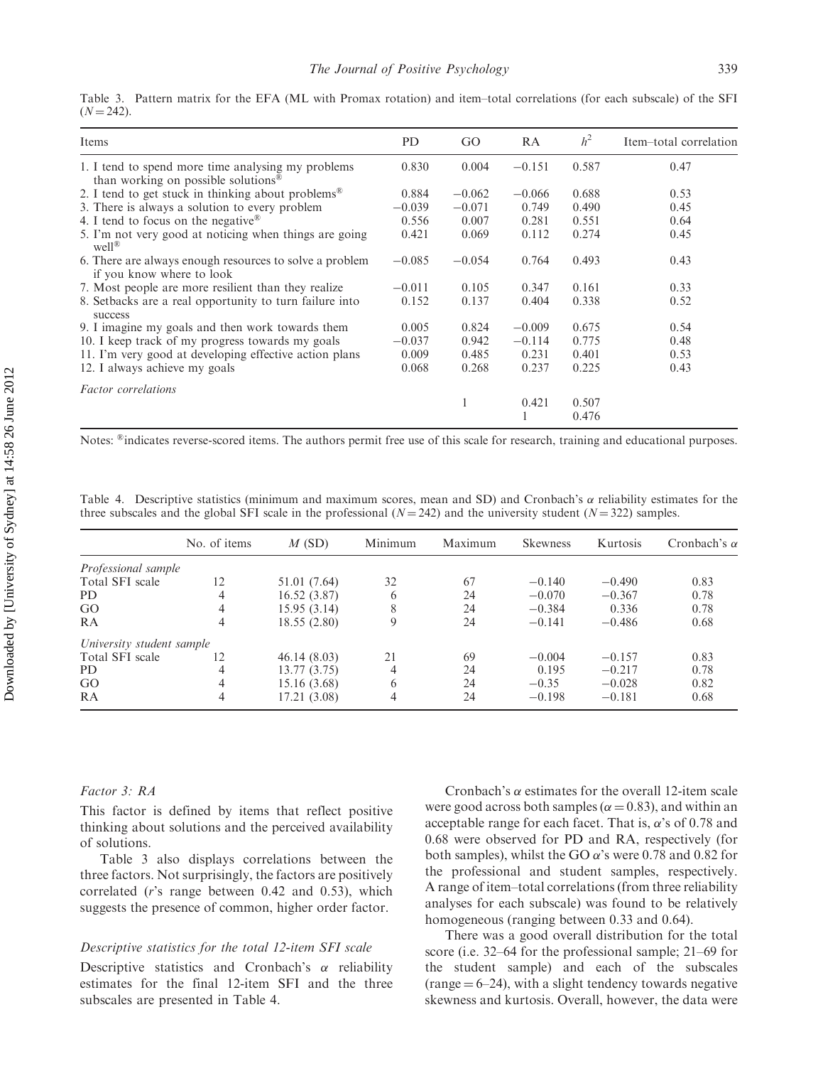Table 3. Pattern matrix for the EFA (ML with Promax rotation) and item–total correlations (for each subscale) of the SFI ($N = 242$).

| Items | PD | GO | RA | $h^2$ | Item–total correlation |
|---|---|---|---|---|---|
| 1. I tend to spend more time analysing my problems than working on possible solutions® | 0.830 | 0.004 | −0.151 | 0.587 | 0.47 |
| 2. I tend to get stuck in thinking about problems® | 0.884 | −0.062 | −0.066 | 0.688 | 0.53 |
| 3. There is always a solution to every problem | −0.039 | −0.071 | 0.749 | 0.490 | 0.45 |
| 4. I tend to focus on the negative® | 0.556 | 0.007 | 0.281 | 0.551 | 0.64 |
| 5. I'm not very good at noticing when things are going well® | 0.421 | 0.069 | 0.112 | 0.274 | 0.45 |
| 6. There are always enough resources to solve a problem if you know where to look | −0.085 | −0.054 | 0.764 | 0.493 | 0.43 |
| 7. Most people are more resilient than they realize | −0.011 | 0.105 | 0.347 | 0.161 | 0.33 |
| 8. Setbacks are a real opportunity to turn failure into success | 0.152 | 0.137 | 0.404 | 0.338 | 0.52 |
| 9. I imagine my goals and then work towards them | 0.005 | 0.824 | −0.009 | 0.675 | 0.54 |
| 10. I keep track of my progress towards my goals | −0.037 | 0.942 | −0.114 | 0.775 | 0.48 |
| 11. I'm very good at developing effective action plans | 0.009 | 0.485 | 0.231 | 0.401 | 0.53 |
| 12. I always achieve my goals | 0.068 | 0.268 | 0.237 | 0.225 | 0.43 |
| *Factor correlations* | | | | | |
| | | 1 | 0.421 | 0.507 | |
| | | | 1 | 0.476 | |

Notes: ®indicates reverse-scored items. The authors permit free use of this scale for research, training and educational purposes.

Table 4. Descriptive statistics (minimum and maximum scores, mean and SD) and Cronbach's $\alpha$ reliability estimates for the three subscales and the global SFI scale in the professional ($N = 242$) and the university student ($N = 322$) samples.

| | No. of items | $M$ (SD) | Minimum | Maximum | Skewness | Kurtosis | Cronbach's $\alpha$ |
|---|---|---|---|---|---|---|---|
| *Professional sample* | | | | | | | |
| Total SFI scale | 12 | 51.01 (7.64) | 32 | 67 | −0.140 | −0.490 | 0.83 |
| PD | 4 | 16.52 (3.87) | 6 | 24 | −0.070 | −0.367 | 0.78 |
| GO | 4 | 15.95 (3.14) | 8 | 24 | −0.384 | 0.336 | 0.78 |
| RA | 4 | 18.55 (2.80) | 9 | 24 | −0.141 | −0.486 | 0.68 |
| *University student sample* | | | | | | | |
| Total SFI scale | 12 | 46.14 (8.03) | 21 | 69 | −0.004 | −0.157 | 0.83 |
| PD | 4 | 13.77 (3.75) | 4 | 24 | 0.195 | −0.217 | 0.78 |
| GO | 4 | 15.16 (3.68) | 6 | 24 | −0.35 | −0.028 | 0.82 |
| RA | 4 | 17.21 (3.08) | 4 | 24 | −0.198 | −0.181 | 0.68 |

### *Factor 3: RA*

This factor is defined by items that reflect positive thinking about solutions and the perceived availability of solutions.

Table 3 also displays correlations between the three factors. Not surprisingly, the factors are positively correlated ($r$'s range between 0.42 and 0.53), which suggests the presence of common, higher order factor.

### *Descriptive statistics for the total 12-item SFI scale*

Descriptive statistics and Cronbach's $\alpha$ reliability estimates for the final 12-item SFI and the three subscales are presented in Table 4.

Cronbach's $\alpha$ estimates for the overall 12-item scale were good across both samples ($\alpha = 0.83$), and within an acceptable range for each facet. That is, $\alpha$'s of 0.78 and 0.68 were observed for PD and RA, respectively (for both samples), whilst the GO $\alpha$'s were 0.78 and 0.82 for the professional and student samples, respectively. A range of item–total correlations (from three reliability analyses for each subscale) was found to be relatively homogeneous (ranging between 0.33 and 0.64).

There was a good overall distribution for the total score (i.e. 32–64 for the professional sample; 21–69 for the student sample) and each of the subscales (range = 6–24), with a slight tendency towards negative skewness and kurtosis. Overall, however, the data were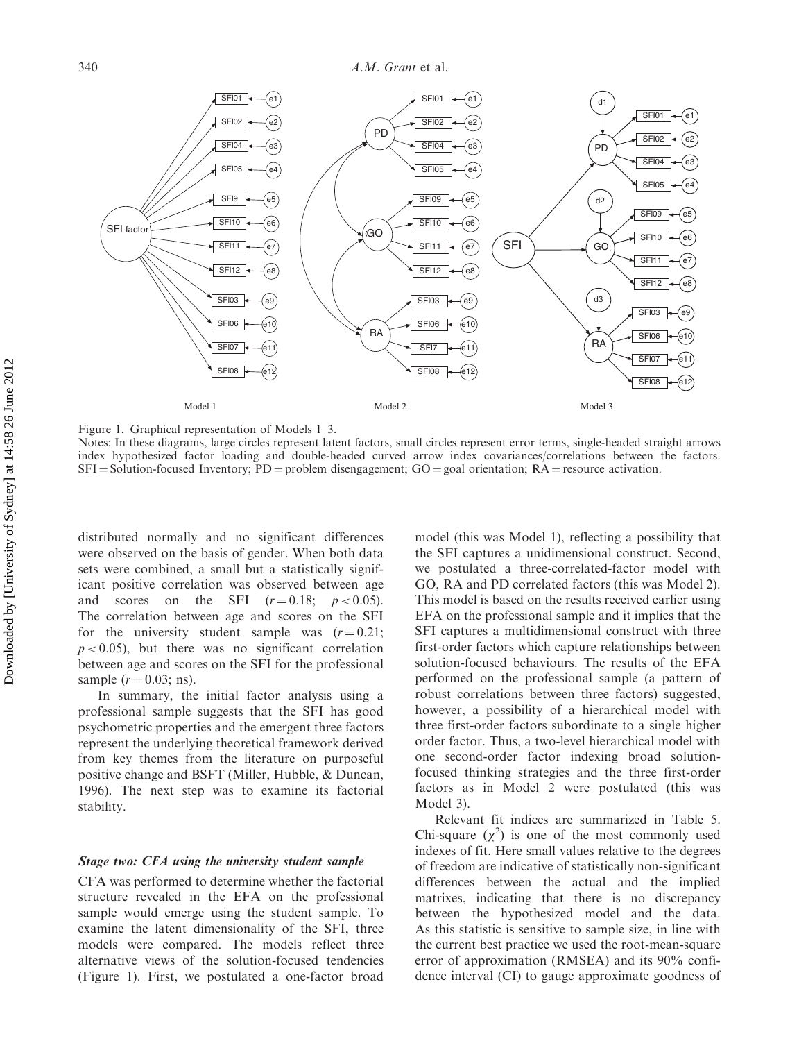Figure 1. Graphical representation of Models 1–3.

Notes: In these diagrams, large circles represent latent factors, small circles represent error terms, single-headed straight arrows index hypothesized factor loading and double-headed curved arrow index covariances/correlations between the factors. SFI = Solution-focused Inventory; PD = problem disengagement; GO = goal orientation; RA = resource activation.

distributed normally and no significant differences were observed on the basis of gender. When both data sets were combined, a small but a statistically significant positive correlation was observed between age and scores on the SFI ($r = 0.18$; $p < 0.05$). The correlation between age and scores on the SFI for the university student sample was ($r = 0.21$; $p < 0.05$), but there was no significant correlation between age and scores on the SFI for the professional sample ($r = 0.03$; ns).

In summary, the initial factor analysis using a professional sample suggests that the SFI has good psychometric properties and the emergent three factors represent the underlying theoretical framework derived from key themes from the literature on purposeful positive change and BSFT (Miller, Hubble, & Duncan, 1996). The next step was to examine its factorial stability.

### *Stage two: CFA using the university student sample*

CFA was performed to determine whether the factorial structure revealed in the EFA on the professional sample would emerge using the student sample. To examine the latent dimensionality of the SFI, three models were compared. The models reflect three alternative views of the solution-focused tendencies (Figure 1). First, we postulated a one-factor broad model (this was Model 1), reflecting a possibility that the SFI captures a unidimensional construct. Second, we postulated a three-correlated-factor model with GO, RA and PD correlated factors (this was Model 2). This model is based on the results received earlier using EFA on the professional sample and it implies that the SFI captures a multidimensional construct with three first-order factors which capture relationships between solution-focused behaviours. The results of the EFA performed on the professional sample (a pattern of robust correlations between three factors) suggested, however, a possibility of a hierarchical model with three first-order factors subordinate to a single higher order factor. Thus, a two-level hierarchical model with one second-order factor indexing broad solution-focused thinking strategies and the three first-order factors as in Model 2 were postulated (this was Model 3).

Relevant fit indices are summarized in Table 5. Chi-square ($\chi^2$) is one of the most commonly used indexes of fit. Here small values relative to the degrees of freedom are indicative of statistically non-significant differences between the actual and the implied matrixes, indicating that there is no discrepancy between the hypothesized model and the data. As this statistic is sensitive to sample size, in line with the current best practice we used the root-mean-square error of approximation (RMSEA) and its 90% confidence interval (CI) to gauge approximate goodness of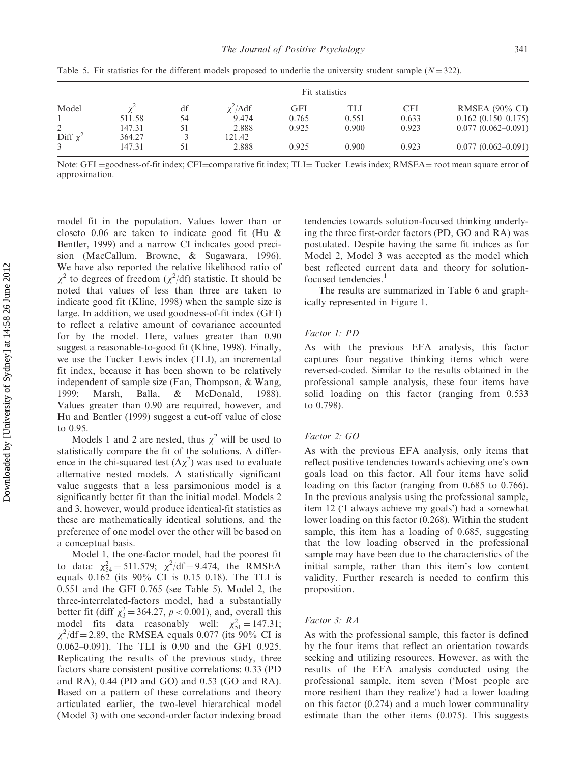Table 5. Fit statistics for the different models proposed to underlie the university student sample ($N = 322$).

| Model | Fit statistics | | | | | | |
|---|---|---|---|---|---|---|---|
| | $\chi^2$ | df | $\chi^2/\Delta$df | GFI | TLI | CFI | RMSEA (90% CI) |
| 1 | 511.58 | 54 | 9.474 | 0.765 | 0.551 | 0.633 | 0.162 (0.150–0.175) |
| 2 | 147.31 | 51 | 2.888 | 0.925 | 0.900 | 0.923 | 0.077 (0.062–0.091) |
| Diff $\chi^2$ | 364.27 | 3 | 121.42 | | | | |
| 3 | 147.31 | 51 | 2.888 | 0.925 | 0.900 | 0.923 | 0.077 (0.062–0.091) |

Note: GFI =goodness-of-fit index; CFI=comparative fit index; TLI= Tucker–Lewis index; RMSEA= root mean square error of approximation.

model fit in the population. Values lower than or closeto 0.06 are taken to indicate good fit (Hu & Bentler, 1999) and a narrow CI indicates good precision (MacCallum, Browne, & Sugawara, 1996). We have also reported the relative likelihood ratio of $\chi^2$ to degrees of freedom ($\chi^2$/df) statistic. It should be noted that values of less than three are taken to indicate good fit (Kline, 1998) when the sample size is large. In addition, we used goodness-of-fit index (GFI) to reflect a relative amount of covariance accounted for by the model. Here, values greater than 0.90 suggest a reasonable-to-good fit (Kline, 1998). Finally, we use the Tucker–Lewis index (TLI), an incremental fit index, because it has been shown to be relatively independent of sample size (Fan, Thompson, & Wang, 1999; Marsh, Balla, & McDonald, 1988). Values greater than 0.90 are required, however, and Hu and Bentler (1999) suggest a cut-off value of close to 0.95.

Models 1 and 2 are nested, thus $\chi^2$ will be used to statistically compare the fit of the solutions. A difference in the chi-squared test ($\Delta\chi^2$) was used to evaluate alternative nested models. A statistically significant value suggests that a less parsimonious model is a significantly better fit than the initial model. Models 2 and 3, however, would produce identical-fit statistics as these are mathematically identical solutions, and the preference of one model over the other will be based on a conceptual basis.

Model 1, the one-factor model, had the poorest fit to data: $\chi^2_{54} = 511.579$; $\chi^2/\text{df} = 9.474$, the RMSEA equals 0.162 (its 90% CI is 0.15–0.18). The TLI is 0.551 and the GFI 0.765 (see Table 5). Model 2, the three-interrelated-factors model, had a substantially better fit (diff $\chi^2_3 = 364.27$, $p < 0.001$), and, overall this model fits data reasonably well: $\chi^2_{51} = 147.31$; $\chi^2/\text{df} = 2.89$, the RMSEA equals 0.077 (its 90% CI is 0.062–0.091). The TLI is 0.90 and the GFI 0.925. Replicating the results of the previous study, three factors share consistent positive correlations: 0.33 (PD and RA), 0.44 (PD and GO) and 0.53 (GO and RA). Based on a pattern of these correlations and theory articulated earlier, the two-level hierarchical model (Model 3) with one second-order factor indexing broad tendencies towards solution-focused thinking underlying the three first-order factors (PD, GO and RA) was postulated. Despite having the same fit indices as for Model 2, Model 3 was accepted as the model which best reflected current data and theory for solution-focused tendencies.[1]

The results are summarized in Table 6 and graphically represented in Figure 1.

### *Factor 1: PD*

As with the previous EFA analysis, this factor captures four negative thinking items which were reversed-coded. Similar to the results obtained in the professional sample analysis, these four items have solid loading on this factor (ranging from 0.533 to 0.798).

### *Factor 2: GO*

As with the previous EFA analysis, only items that reflect positive tendencies towards achieving one's own goals load on this factor. All four items have solid loading on this factor (ranging from 0.685 to 0.766). In the previous analysis using the professional sample, item 12 ('I always achieve my goals') had a somewhat lower loading on this factor (0.268). Within the student sample, this item has a loading of 0.685, suggesting that the low loading observed in the professional sample may have been due to the characteristics of the initial sample, rather than this item's low content validity. Further research is needed to confirm this proposition.

### *Factor 3: RA*

As with the professional sample, this factor is defined by the four items that reflect an orientation towards seeking and utilizing resources. However, as with the results of the EFA analysis conducted using the professional sample, item seven ('Most people are more resilient than they realize') had a lower loading on this factor (0.274) and a much lower communality estimate than the other items (0.075). This suggests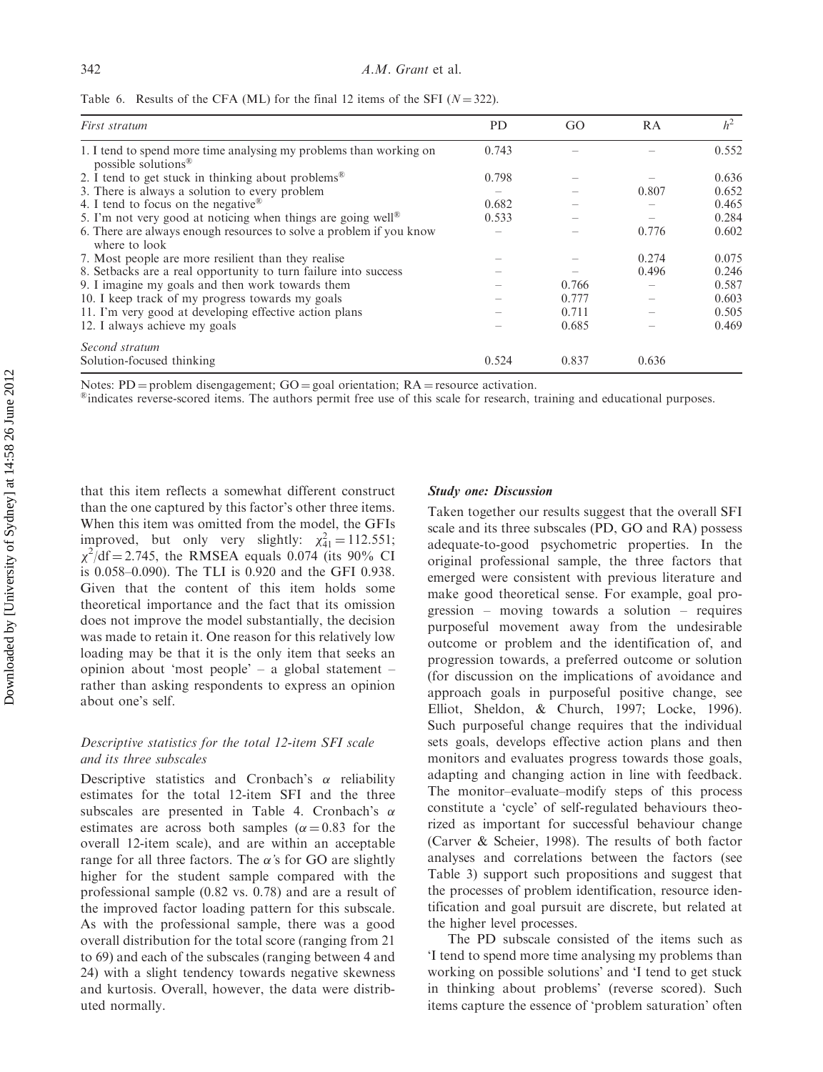Table 6. Results of the CFA (ML) for the final 12 items of the SFI ($N = 322$).

| *First stratum* | PD | GO | RA | $h^2$ |
|---|---|---|---|---|
| 1. I tend to spend more time analysing my problems than working on possible solutions® | 0.743 | – | – | 0.552 |
| 2. I tend to get stuck in thinking about problems® | 0.798 | – | – | 0.636 |
| 3. There is always a solution to every problem | – | – | 0.807 | 0.652 |
| 4. I tend to focus on the negative® | 0.682 | – | – | 0.465 |
| 5. I'm not very good at noticing when things are going well® | 0.533 | – | – | 0.284 |
| 6. There are always enough resources to solve a problem if you know where to look | – | – | 0.776 | 0.602 |
| 7. Most people are more resilient than they realise | – | – | 0.274 | 0.075 |
| 8. Setbacks are a real opportunity to turn failure into success | – | – | 0.496 | 0.246 |
| 9. I imagine my goals and then work towards them | – | 0.766 | – | 0.587 |
| 10. I keep track of my progress towards my goals | – | 0.777 | – | 0.603 |
| 11. I'm very good at developing effective action plans | – | 0.711 | – | 0.505 |
| 12. I always achieve my goals | – | 0.685 | – | 0.469 |
| *Second stratum* | | | | |
| Solution-focused thinking | 0.524 | 0.837 | 0.636 | |

Notes: PD = problem disengagement; GO = goal orientation; RA = resource activation.
®indicates reverse-scored items. The authors permit free use of this scale for research, training and educational purposes.

that this item reflects a somewhat different construct than the one captured by this factor's other three items. When this item was omitted from the model, the GFIs improved, but only very slightly: $\chi^2_{41} = 112.551$; $\chi^2/\text{df} = 2.745$, the RMSEA equals 0.074 (its 90% CI is 0.058–0.090). The TLI is 0.920 and the GFI 0.938. Given that the content of this item holds some theoretical importance and the fact that its omission does not improve the model substantially, the decision was made to retain it. One reason for this relatively low loading may be that it is the only item that seeks an opinion about 'most people' – a global statement – rather than asking respondents to express an opinion about one's self.

### *Descriptive statistics for the total 12-item SFI scale and its three subscales*

Descriptive statistics and Cronbach's $\alpha$ reliability estimates for the total 12-item SFI and the three subscales are presented in Table 4. Cronbach's $\alpha$ estimates are across both samples ($\alpha = 0.83$ for the overall 12-item scale), and are within an acceptable range for all three factors. The $\alpha$'s for GO are slightly higher for the student sample compared with the professional sample (0.82 vs. 0.78) and are a result of the improved factor loading pattern for this subscale. As with the professional sample, there was a good overall distribution for the total score (ranging from 21 to 69) and each of the subscales (ranging between 4 and 24) with a slight tendency towards negative skewness and kurtosis. Overall, however, the data were distributed normally.

### ***Study one: Discussion***

Taken together our results suggest that the overall SFI scale and its three subscales (PD, GO and RA) possess adequate-to-good psychometric properties. In the original professional sample, the three factors that emerged were consistent with previous literature and make good theoretical sense. For example, goal progression – moving towards a solution – requires purposeful movement away from the undesirable outcome or problem and the identification of, and progression towards, a preferred outcome or solution (for discussion on the implications of avoidance and approach goals in purposeful positive change, see Elliot, Sheldon, & Church, 1997; Locke, 1996). Such purposeful change requires that the individual sets goals, develops effective action plans and then monitors and evaluates progress towards those goals, adapting and changing action in line with feedback. The monitor–evaluate–modify steps of this process constitute a 'cycle' of self-regulated behaviours theorized as important for successful behaviour change (Carver & Scheier, 1998). The results of both factor analyses and correlations between the factors (see Table 3) support such propositions and suggest that the processes of problem identification, resource identification and goal pursuit are discrete, but related at the higher level processes.

The PD subscale consisted of the items such as 'I tend to spend more time analysing my problems than working on possible solutions' and 'I tend to get stuck in thinking about problems' (reverse scored). Such items capture the essence of 'problem saturation' often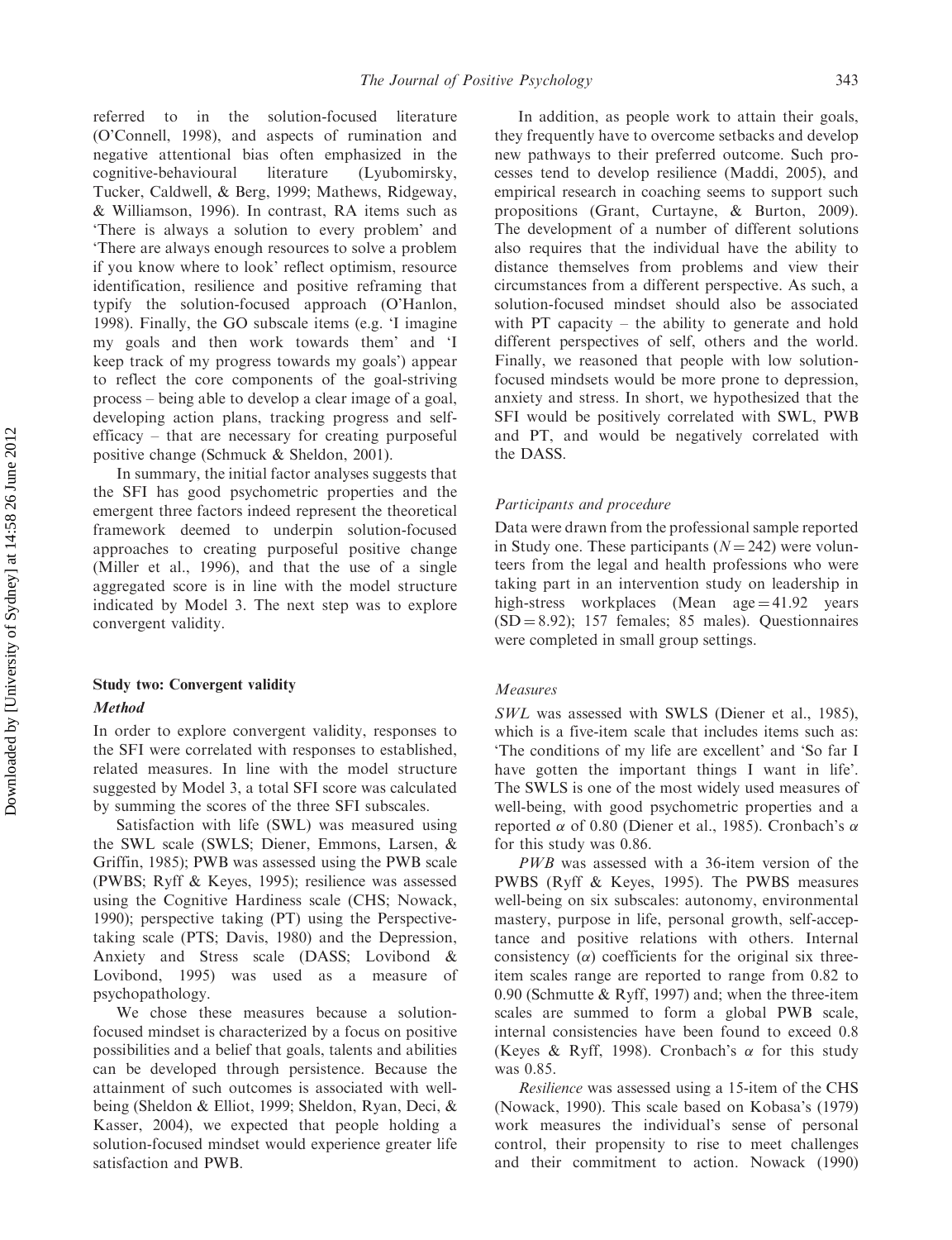referred to in the solution-focused literature (O'Connell, 1998), and aspects of rumination and negative attentional bias often emphasized in the cognitive-behavioural literature (Lyubomirsky, Tucker, Caldwell, & Berg, 1999; Mathews, Ridgeway, & Williamson, 1996). In contrast, RA items such as 'There is always a solution to every problem' and 'There are always enough resources to solve a problem if you know where to look' reflect optimism, resource identification, resilience and positive reframing that typify the solution-focused approach (O'Hanlon, 1998). Finally, the GO subscale items (e.g. 'I imagine my goals and then work towards them' and 'I keep track of my progress towards my goals') appear to reflect the core components of the goal-striving process – being able to develop a clear image of a goal, developing action plans, tracking progress and self-efficacy – that are necessary for creating purposeful positive change (Schmuck & Sheldon, 2001).

In summary, the initial factor analyses suggests that the SFI has good psychometric properties and the emergent three factors indeed represent the theoretical framework deemed to underpin solution-focused approaches to creating purposeful positive change (Miller et al., 1996), and that the use of a single aggregated score is in line with the model structure indicated by Model 3. The next step was to explore convergent validity.

## Study two: Convergent validity

### *Method*

In order to explore convergent validity, responses to the SFI were correlated with responses to established, related measures. In line with the model structure suggested by Model 3, a total SFI score was calculated by summing the scores of the three SFI subscales.

Satisfaction with life (SWL) was measured using the SWL scale (SWLS; Diener, Emmons, Larsen, & Griffin, 1985); PWB was assessed using the PWB scale (PWBS; Ryff & Keyes, 1995); resilience was assessed using the Cognitive Hardiness scale (CHS; Nowack, 1990); perspective taking (PT) using the Perspective-taking scale (PTS; Davis, 1980) and the Depression, Anxiety and Stress scale (DASS; Lovibond & Lovibond, 1995) was used as a measure of psychopathology.

We chose these measures because a solution-focused mindset is characterized by a focus on positive possibilities and a belief that goals, talents and abilities can be developed through persistence. Because the attainment of such outcomes is associated with well-being (Sheldon & Elliot, 1999; Sheldon, Ryan, Deci, & Kasser, 2004), we expected that people holding a solution-focused mindset would experience greater life satisfaction and PWB.

In addition, as people work to attain their goals, they frequently have to overcome setbacks and develop new pathways to their preferred outcome. Such processes tend to develop resilience (Maddi, 2005), and empirical research in coaching seems to support such propositions (Grant, Curtayne, & Burton, 2009). The development of a number of different solutions also requires that the individual have the ability to distance themselves from problems and view their circumstances from a different perspective. As such, a solution-focused mindset should also be associated with PT capacity – the ability to generate and hold different perspectives of self, others and the world. Finally, we reasoned that people with low solution-focused mindsets would be more prone to depression, anxiety and stress. In short, we hypothesized that the SFI would be positively correlated with SWL, PWB and PT, and would be negatively correlated with the DASS.

#### *Participants and procedure*

Data were drawn from the professional sample reported in Study one. These participants ($N = 242$) were volunteers from the legal and health professions who were taking part in an intervention study on leadership in high-stress workplaces (Mean age = 41.92 years (SD = 8.92); 157 females; 85 males). Questionnaires were completed in small group settings.

#### *Measures*

*SWL* was assessed with SWLS (Diener et al., 1985), which is a five-item scale that includes items such as: 'The conditions of my life are excellent' and 'So far I have gotten the important things I want in life'. The SWLS is one of the most widely used measures of well-being, with good psychometric properties and a reported $\alpha$ of 0.80 (Diener et al., 1985). Cronbach's $\alpha$ for this study was 0.86.

*PWB* was assessed with a 36-item version of the PWBS (Ryff & Keyes, 1995). The PWBS measures well-being on six subscales: autonomy, environmental mastery, purpose in life, personal growth, self-acceptance and positive relations with others. Internal consistency ($\alpha$) coefficients for the original six three-item scales range are reported to range from 0.82 to 0.90 (Schmutte & Ryff, 1997) and; when the three-item scales are summed to form a global PWB scale, internal consistencies have been found to exceed 0.8 (Keyes & Ryff, 1998). Cronbach's $\alpha$ for this study was 0.85.

*Resilience* was assessed using a 15-item of the CHS (Nowack, 1990). This scale based on Kobasa's (1979) work measures the individual's sense of personal control, their propensity to rise to meet challenges and their commitment to action. Nowack (1990)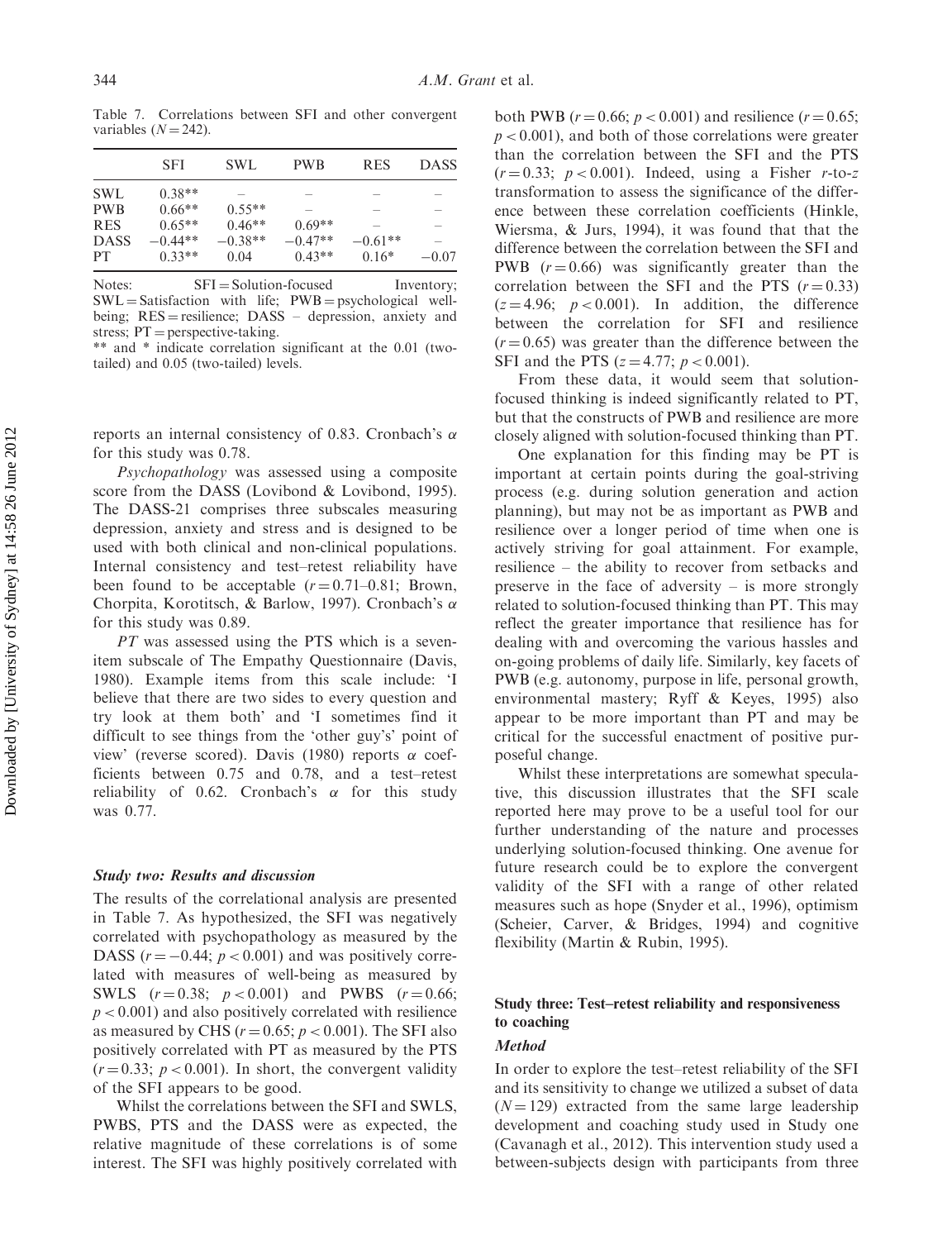Table 7. Correlations between SFI and other convergent variables ($N = 242$).

| | SFI | SWL | PWB | RES | DASS |
|---|---|---|---|---|---|
| SWL | 0.38** | – | – | – | – |
| PWB | 0.66** | 0.55** | – | – | – |
| RES | 0.65** | 0.46** | 0.69** | – | – |
| DASS | −0.44** | −0.38** | −0.47** | −0.61** | – |
| PT | 0.33** | 0.04 | 0.43** | 0.16* | −0.07 |

Notes: SFI = Solution-focused Inventory; SWL = Satisfaction with life; PWB = psychological well-being; RES = resilience; DASS – depression, anxiety and stress; PT = perspective-taking.
** and * indicate correlation significant at the 0.01 (two-tailed) and 0.05 (two-tailed) levels.

reports an internal consistency of 0.83. Cronbach's $\alpha$ for this study was 0.78.

*Psychopathology* was assessed using a composite score from the DASS (Lovibond & Lovibond, 1995). The DASS-21 comprises three subscales measuring depression, anxiety and stress and is designed to be used with both clinical and non-clinical populations. Internal consistency and test–retest reliability have been found to be acceptable ($r = 0.71$–$0.81$; Brown, Chorpita, Korotitsch, & Barlow, 1997). Cronbach's $\alpha$ for this study was 0.89.

*PT* was assessed using the PTS which is a seven-item subscale of The Empathy Questionnaire (Davis, 1980). Example items from this scale include: 'I believe that there are two sides to every question and try look at them both' and 'I sometimes find it difficult to see things from the 'other guy's' point of view' (reverse scored). Davis (1980) reports $\alpha$ coefficients between 0.75 and 0.78, and a test–retest reliability of 0.62. Cronbach's $\alpha$ for this study was 0.77.

### *Study two: Results and discussion*

The results of the correlational analysis are presented in Table 7. As hypothesized, the SFI was negatively correlated with psychopathology as measured by the DASS ($r = -0.44$; $p < 0.001$) and was positively correlated with measures of well-being as measured by SWLS ($r = 0.38$; $p < 0.001$) and PWBS ($r = 0.66$; $p < 0.001$) and also positively correlated with resilience as measured by CHS ($r = 0.65$; $p < 0.001$). The SFI also positively correlated with PT as measured by the PTS ($r = 0.33$; $p < 0.001$). In short, the convergent validity of the SFI appears to be good.

Whilst the correlations between the SFI and SWLS, PWBS, PTS and the DASS were as expected, the relative magnitude of these correlations is of some interest. The SFI was highly positively correlated with both PWB ($r = 0.66$; $p < 0.001$) and resilience ($r = 0.65$; $p < 0.001$), and both of those correlations were greater than the correlation between the SFI and the PTS ($r = 0.33$; $p < 0.001$). Indeed, using a Fisher $r$-to-$z$ transformation to assess the significance of the difference between these correlation coefficients (Hinkle, Wiersma, & Jurs, 1994), it was found that that the difference between the correlation between the SFI and PWB ($r = 0.66$) was significantly greater than the correlation between the SFI and the PTS ($r = 0.33$) ($z = 4.96$; $p < 0.001$). In addition, the difference between the correlation for SFI and resilience ($r = 0.65$) was greater than the difference between the SFI and the PTS ($z = 4.77$; $p < 0.001$).

From these data, it would seem that solution-focused thinking is indeed significantly related to PT, but that the constructs of PWB and resilience are more closely aligned with solution-focused thinking than PT.

One explanation for this finding may be PT is important at certain points during the goal-striving process (e.g. during solution generation and action planning), but may not be as important as PWB and resilience over a longer period of time when one is actively striving for goal attainment. For example, resilience – the ability to recover from setbacks and preserve in the face of adversity – is more strongly related to solution-focused thinking than PT. This may reflect the greater importance that resilience has for dealing with and overcoming the various hassles and on-going problems of daily life. Similarly, key facets of PWB (e.g. autonomy, purpose in life, personal growth, environmental mastery; Ryff & Keyes, 1995) also appear to be more important than PT and may be critical for the successful enactment of positive purposeful change.

Whilst these interpretations are somewhat speculative, this discussion illustrates that the SFI scale reported here may prove to be a useful tool for our further understanding of the nature and processes underlying solution-focused thinking. One avenue for future research could be to explore the convergent validity of the SFI with a range of other related measures such as hope (Snyder et al., 1996), optimism (Scheier, Carver, & Bridges, 1994) and cognitive flexibility (Martin & Rubin, 1995).

## Study three: Test–retest reliability and responsiveness to coaching

### *Method*

In order to explore the test–retest reliability of the SFI and its sensitivity to change we utilized a subset of data ($N = 129$) extracted from the same large leadership development and coaching study used in Study one (Cavanagh et al., 2012). This intervention study used a between-subjects design with participants from three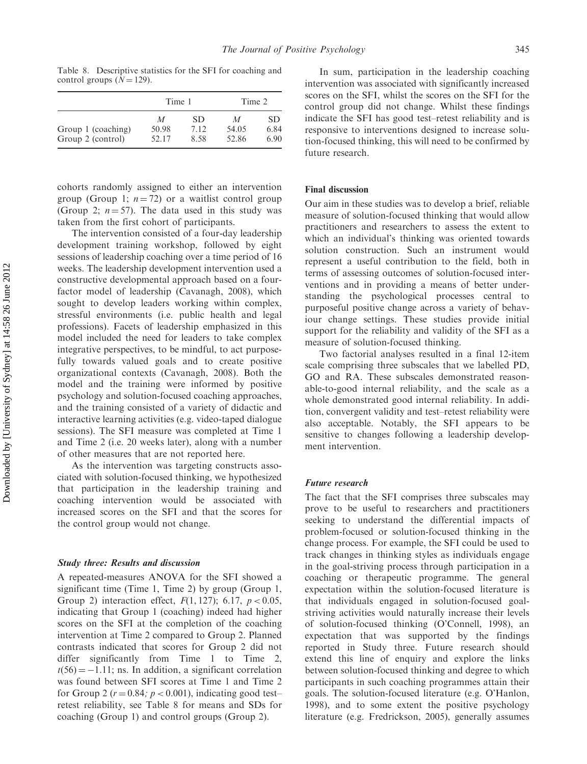Table 8. Descriptive statistics for the SFI for coaching and control groups ($N = 129$).

| | Time 1 | | Time 2 | |
|---|---|---|---|---|
| | *M* | SD | *M* | SD |
| Group 1 (coaching) | 50.98 | 7.12 | 54.05 | 6.84 |
| Group 2 (control) | 52.17 | 8.58 | 52.86 | 6.90 |

cohorts randomly assigned to either an intervention group (Group 1; $n = 72$) or a waitlist control group (Group 2; $n = 57$). The data used in this study was taken from the first cohort of participants.

The intervention consisted of a four-day leadership development training workshop, followed by eight sessions of leadership coaching over a time period of 16 weeks. The leadership development intervention used a constructive developmental approach based on a four-factor model of leadership (Cavanagh, 2008), which sought to develop leaders working within complex, stressful environments (i.e. public health and legal professions). Facets of leadership emphasized in this model included the need for leaders to take complex integrative perspectives, to be mindful, to act purposefully towards valued goals and to create positive organizational contexts (Cavanagh, 2008). Both the model and the training were informed by positive psychology and solution-focused coaching approaches, and the training consisted of a variety of didactic and interactive learning activities (e.g. video-taped dialogue sessions). The SFI measure was completed at Time 1 and Time 2 (i.e. 20 weeks later), along with a number of other measures that are not reported here.

As the intervention was targeting constructs associated with solution-focused thinking, we hypothesized that participation in the leadership training and coaching intervention would be associated with increased scores on the SFI and that the scores for the control group would not change.

### *Study three: Results and discussion*

A repeated-measures ANOVA for the SFI showed a significant time (Time 1, Time 2) by group (Group 1, Group 2) interaction effect, $F(1, 127)$; 6.17, $p < 0.05$, indicating that Group 1 (coaching) indeed had higher scores on the SFI at the completion of the coaching intervention at Time 2 compared to Group 2. Planned contrasts indicated that scores for Group 2 did not differ significantly from Time 1 to Time 2, $t(56) = -1.11$; ns. In addition, a significant correlation was found between SFI scores at Time 1 and Time 2 for Group 2 ($r = 0.84$; $p < 0.001$), indicating good test–retest reliability, see Table 8 for means and SDs for coaching (Group 1) and control groups (Group 2).

In sum, participation in the leadership coaching intervention was associated with significantly increased scores on the SFI, whilst the scores on the SFI for the control group did not change. Whilst these findings indicate the SFI has good test–retest reliability and is responsive to interventions designed to increase solution-focused thinking, this will need to be confirmed by future research.

## Final discussion

Our aim in these studies was to develop a brief, reliable measure of solution-focused thinking that would allow practitioners and researchers to assess the extent to which an individual's thinking was oriented towards solution construction. Such an instrument would represent a useful contribution to the field, both in terms of assessing outcomes of solution-focused interventions and in providing a means of better understanding the psychological processes central to purposeful positive change across a variety of behaviour change settings. These studies provide initial support for the reliability and validity of the SFI as a measure of solution-focused thinking.

Two factorial analyses resulted in a final 12-item scale comprising three subscales that we labelled PD, GO and RA. These subscales demonstrated reasonable-to-good internal reliability, and the scale as a whole demonstrated good internal reliability. In addition, convergent validity and test–retest reliability were also acceptable. Notably, the SFI appears to be sensitive to changes following a leadership development intervention.

### *Future research*

The fact that the SFI comprises three subscales may prove to be useful to researchers and practitioners seeking to understand the differential impacts of problem-focused or solution-focused thinking in the change process. For example, the SFI could be used to track changes in thinking styles as individuals engage in the goal-striving process through participation in a coaching or therapeutic programme. The general expectation within the solution-focused literature is that individuals engaged in solution-focused goal-striving activities would naturally increase their levels of solution-focused thinking (O'Connell, 1998), an expectation that was supported by the findings reported in Study three. Future research should extend this line of enquiry and explore the links between solution-focused thinking and degree to which participants in such coaching programmes attain their goals. The solution-focused literature (e.g. O'Hanlon, 1998), and to some extent the positive psychology literature (e.g. Fredrickson, 2005), generally assumes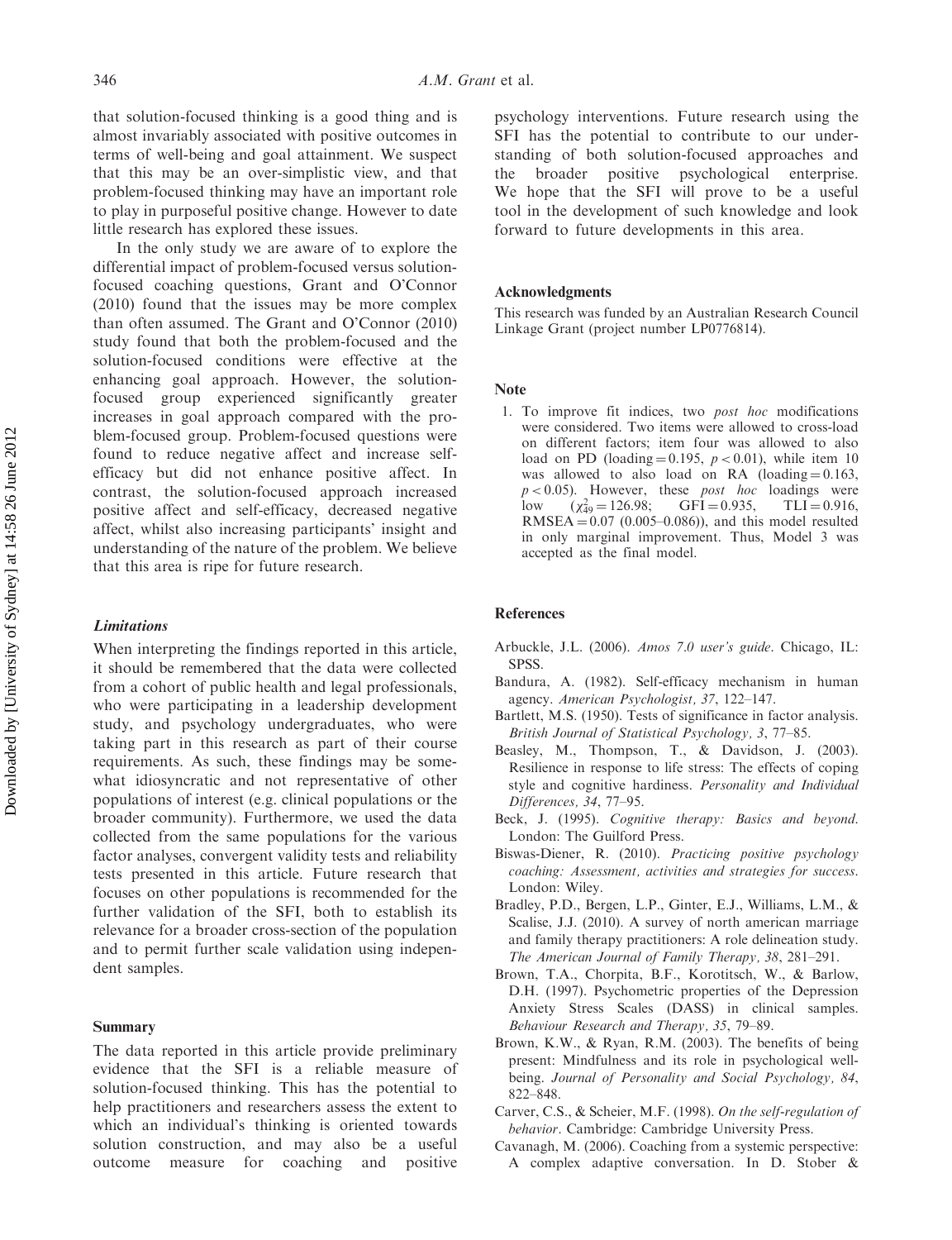that solution-focused thinking is a good thing and is almost invariably associated with positive outcomes in terms of well-being and goal attainment. We suspect that this may be an over-simplistic view, and that problem-focused thinking may have an important role to play in purposeful positive change. However to date little research has explored these issues.

In the only study we are aware of to explore the differential impact of problem-focused versus solution-focused coaching questions, Grant and O'Connor (2010) found that the issues may be more complex than often assumed. The Grant and O'Connor (2010) study found that both the problem-focused and the solution-focused conditions were effective at the enhancing goal approach. However, the solution-focused group experienced significantly greater increases in goal approach compared with the problem-focused group. Problem-focused questions were found to reduce negative affect and increase self-efficacy but did not enhance positive affect. In contrast, the solution-focused approach increased positive affect and self-efficacy, decreased negative affect, whilst also increasing participants' insight and understanding of the nature of the problem. We believe that this area is ripe for future research.

### *Limitations*

When interpreting the findings reported in this article, it should be remembered that the data were collected from a cohort of public health and legal professionals, who were participating in a leadership development study, and psychology undergraduates, who were taking part in this research as part of their course requirements. As such, these findings may be somewhat idiosyncratic and not representative of other populations of interest (e.g. clinical populations or the broader community). Furthermore, we used the data collected from the same populations for the various factor analyses, convergent validity tests and reliability tests presented in this article. Future research that focuses on other populations is recommended for the further validation of the SFI, both to establish its relevance for a broader cross-section of the population and to permit further scale validation using independent samples.

### Summary

The data reported in this article provide preliminary evidence that the SFI is a reliable measure of solution-focused thinking. This has the potential to help practitioners and researchers assess the extent to which an individual's thinking is oriented towards solution construction, and may also be a useful outcome measure for coaching and positive psychology interventions. Future research using the SFI has the potential to contribute to our understanding of both solution-focused approaches and the broader positive psychological enterprise. We hope that the SFI will prove to be a useful tool in the development of such knowledge and look forward to future developments in this area.

### Acknowledgments

This research was funded by an Australian Research Council Linkage Grant (project number LP0776814).

### Note

1. To improve fit indices, two *post hoc* modifications were considered. Two items were allowed to cross-load on different factors; item four was allowed to also load on PD (loading = 0.195, $p < 0.01$), while item 10 was allowed to also load on RA (loading = 0.163, $p < 0.05$). However, these *post hoc* loadings were low ($\chi^2_{49} = 126.98$; GFI = 0.935, TLI = 0.916, RMSEA = 0.07 (0.005–0.086)), and this model resulted in only marginal improvement. Thus, Model 3 was accepted as the final model.

### References

Arbuckle, J.L. (2006). *Amos 7.0 user's guide*. Chicago, IL: SPSS.

Bandura, A. (1982). Self-efficacy mechanism in human agency. *American Psychologist, 37*, 122–147.

Bartlett, M.S. (1950). Tests of significance in factor analysis. *British Journal of Statistical Psychology, 3*, 77–85.

Beasley, M., Thompson, T., & Davidson, J. (2003). Resilience in response to life stress: The effects of coping style and cognitive hardiness. *Personality and Individual Differences, 34*, 77–95.

Beck, J. (1995). *Cognitive therapy: Basics and beyond*. London: The Guilford Press.

Biswas-Diener, R. (2010). *Practicing positive psychology coaching: Assessment, activities and strategies for success*. London: Wiley.

Bradley, P.D., Bergen, L.P., Ginter, E.J., Williams, L.M., & Scalise, J.J. (2010). A survey of north american marriage and family therapy practitioners: A role delineation study. *The American Journal of Family Therapy, 38*, 281–291.

Brown, T.A., Chorpita, B.F., Korotitsch, W., & Barlow, D.H. (1997). Psychometric properties of the Depression Anxiety Stress Scales (DASS) in clinical samples. *Behaviour Research and Therapy, 35*, 79–89.

Brown, K.W., & Ryan, R.M. (2003). The benefits of being present: Mindfulness and its role in psychological well-being. *Journal of Personality and Social Psychology, 84*, 822–848.

Carver, C.S., & Scheier, M.F. (1998). *On the self-regulation of behavior*. Cambridge: Cambridge University Press.

Cavanagh, M. (2006). Coaching from a systemic perspective: A complex adaptive conversation. In D. Stober &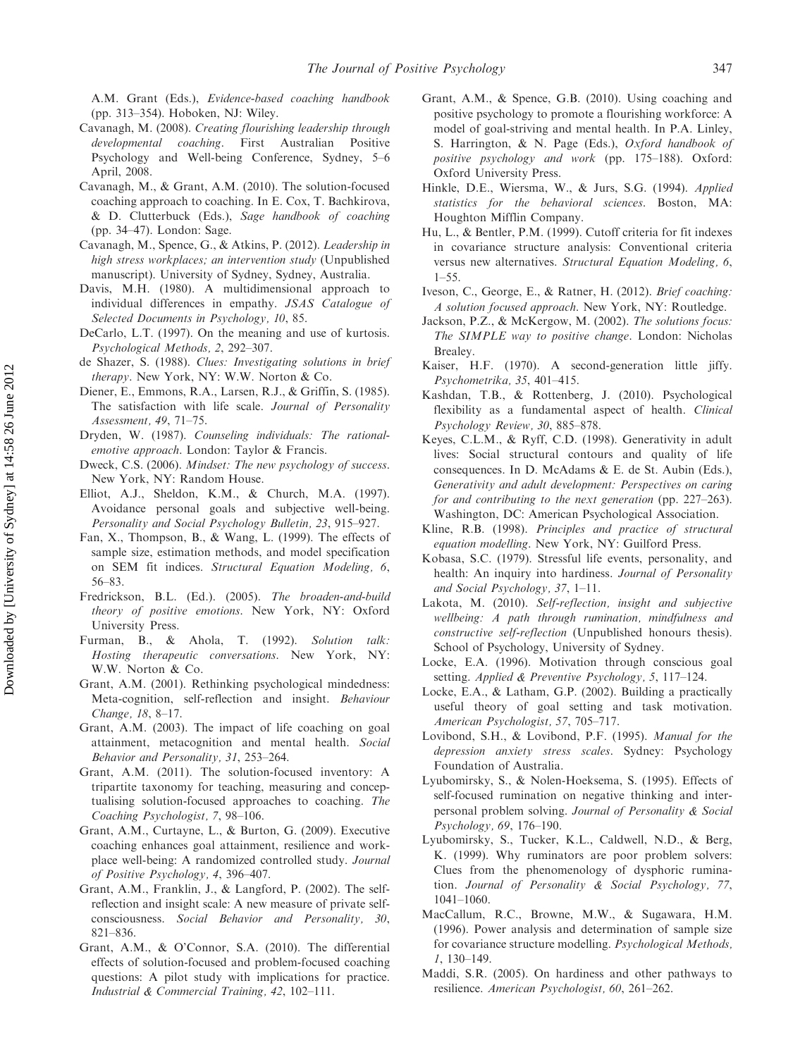A.M. Grant (Eds.), *Evidence-based coaching handbook* (pp. 313–354). Hoboken, NJ: Wiley.

Cavanagh, M. (2008). *Creating flourishing leadership through developmental coaching*. First Australian Positive Psychology and Well-being Conference, Sydney, 5–6 April, 2008.

Cavanagh, M., & Grant, A.M. (2010). The solution-focused coaching approach to coaching. In E. Cox, T. Bachkirova, & D. Clutterbuck (Eds.), *Sage handbook of coaching* (pp. 34–47). London: Sage.

Cavanagh, M., Spence, G., & Atkins, P. (2012). *Leadership in high stress workplaces; an intervention study* (Unpublished manuscript). University of Sydney, Sydney, Australia.

Davis, M.H. (1980). A multidimensional approach to individual differences in empathy. *JSAS Catalogue of Selected Documents in Psychology, 10*, 85.

DeCarlo, L.T. (1997). On the meaning and use of kurtosis. *Psychological Methods, 2*, 292–307.

de Shazer, S. (1988). *Clues: Investigating solutions in brief therapy*. New York, NY: W.W. Norton & Co.

Diener, E., Emmons, R.A., Larsen, R.J., & Griffin, S. (1985). The satisfaction with life scale. *Journal of Personality Assessment, 49*, 71–75.

Dryden, W. (1987). *Counseling individuals: The rational-emotive approach*. London: Taylor & Francis.

Dweck, C.S. (2006). *Mindset: The new psychology of success*. New York, NY: Random House.

Elliot, A.J., Sheldon, K.M., & Church, M.A. (1997). Avoidance personal goals and subjective well-being. *Personality and Social Psychology Bulletin, 23*, 915–927.

Fan, X., Thompson, B., & Wang, L. (1999). The effects of sample size, estimation methods, and model specification on SEM fit indices. *Structural Equation Modeling, 6*, 56–83.

Fredrickson, B.L. (Ed.). (2005). *The broaden-and-build theory of positive emotions*. New York, NY: Oxford University Press.

Furman, B., & Ahola, T. (1992). *Solution talk: Hosting therapeutic conversations*. New York, NY: W.W. Norton & Co.

Grant, A.M. (2001). Rethinking psychological mindedness: Meta-cognition, self-reflection and insight. *Behaviour Change, 18*, 8–17.

Grant, A.M. (2003). The impact of life coaching on goal attainment, metacognition and mental health. *Social Behavior and Personality, 31*, 253–264.

Grant, A.M. (2011). The solution-focused inventory: A tripartite taxonomy for teaching, measuring and conceptualising solution-focused approaches to coaching. *The Coaching Psychologist, 7*, 98–106.

Grant, A.M., Curtayne, L., & Burton, G. (2009). Executive coaching enhances goal attainment, resilience and workplace well-being: A randomized controlled study. *Journal of Positive Psychology, 4*, 396–407.

Grant, A.M., Franklin, J., & Langford, P. (2002). The self-reflection and insight scale: A new measure of private self-consciousness. *Social Behavior and Personality, 30*, 821–836.

Grant, A.M., & O'Connor, S.A. (2010). The differential effects of solution-focused and problem-focused coaching questions: A pilot study with implications for practice. *Industrial & Commercial Training, 42*, 102–111.

Grant, A.M., & Spence, G.B. (2010). Using coaching and positive psychology to promote a flourishing workforce: A model of goal-striving and mental health. In P.A. Linley, S. Harrington, & N. Page (Eds.), *Oxford handbook of positive psychology and work* (pp. 175–188). Oxford: Oxford University Press.

Hinkle, D.E., Wiersma, W., & Jurs, S.G. (1994). *Applied statistics for the behavioral sciences*. Boston, MA: Houghton Mifflin Company.

Hu, L., & Bentler, P.M. (1999). Cutoff criteria for fit indexes in covariance structure analysis: Conventional criteria versus new alternatives. *Structural Equation Modeling, 6*, 1–55.

Iveson, C., George, E., & Ratner, H. (2012). *Brief coaching: A solution focused approach*. New York, NY: Routledge.

Jackson, P.Z., & McKergow, M. (2002). *The solutions focus: The SIMPLE way to positive change*. London: Nicholas Brealey.

Kaiser, H.F. (1970). A second-generation little jiffy. *Psychometrika, 35*, 401–415.

Kashdan, T.B., & Rottenberg, J. (2010). Psychological flexibility as a fundamental aspect of health. *Clinical Psychology Review, 30*, 885–878.

Keyes, C.L.M., & Ryff, C.D. (1998). Generativity in adult lives: Social structural contours and quality of life consequences. In D. McAdams & E. de St. Aubin (Eds.), *Generativity and adult development: Perspectives on caring for and contributing to the next generation* (pp. 227–263). Washington, DC: American Psychological Association.

Kline, R.B. (1998). *Principles and practice of structural equation modelling*. New York, NY: Guilford Press.

Kobasa, S.C. (1979). Stressful life events, personality, and health: An inquiry into hardiness. *Journal of Personality and Social Psychology, 37*, 1–11.

Lakota, M. (2010). *Self-reflection, insight and subjective wellbeing: A path through rumination, mindfulness and constructive self-reflection* (Unpublished honours thesis). School of Psychology, University of Sydney.

Locke, E.A. (1996). Motivation through conscious goal setting. *Applied & Preventive Psychology, 5*, 117–124.

Locke, E.A., & Latham, G.P. (2002). Building a practically useful theory of goal setting and task motivation. *American Psychologist, 57*, 705–717.

Lovibond, S.H., & Lovibond, P.F. (1995). *Manual for the depression anxiety stress scales*. Sydney: Psychology Foundation of Australia.

Lyubomirsky, S., & Nolen-Hoeksema, S. (1995). Effects of self-focused rumination on negative thinking and interpersonal problem solving. *Journal of Personality & Social Psychology, 69*, 176–190.

Lyubomirsky, S., Tucker, K.L., Caldwell, N.D., & Berg, K. (1999). Why ruminators are poor problem solvers: Clues from the phenomenology of dysphoric rumination. *Journal of Personality & Social Psychology, 77*, 1041–1060.

MacCallum, R.C., Browne, M.W., & Sugawara, H.M. (1996). Power analysis and determination of sample size for covariance structure modelling. *Psychological Methods, 1*, 130–149.

Maddi, S.R. (2005). On hardiness and other pathways to resilience. *American Psychologist, 60*, 261–262.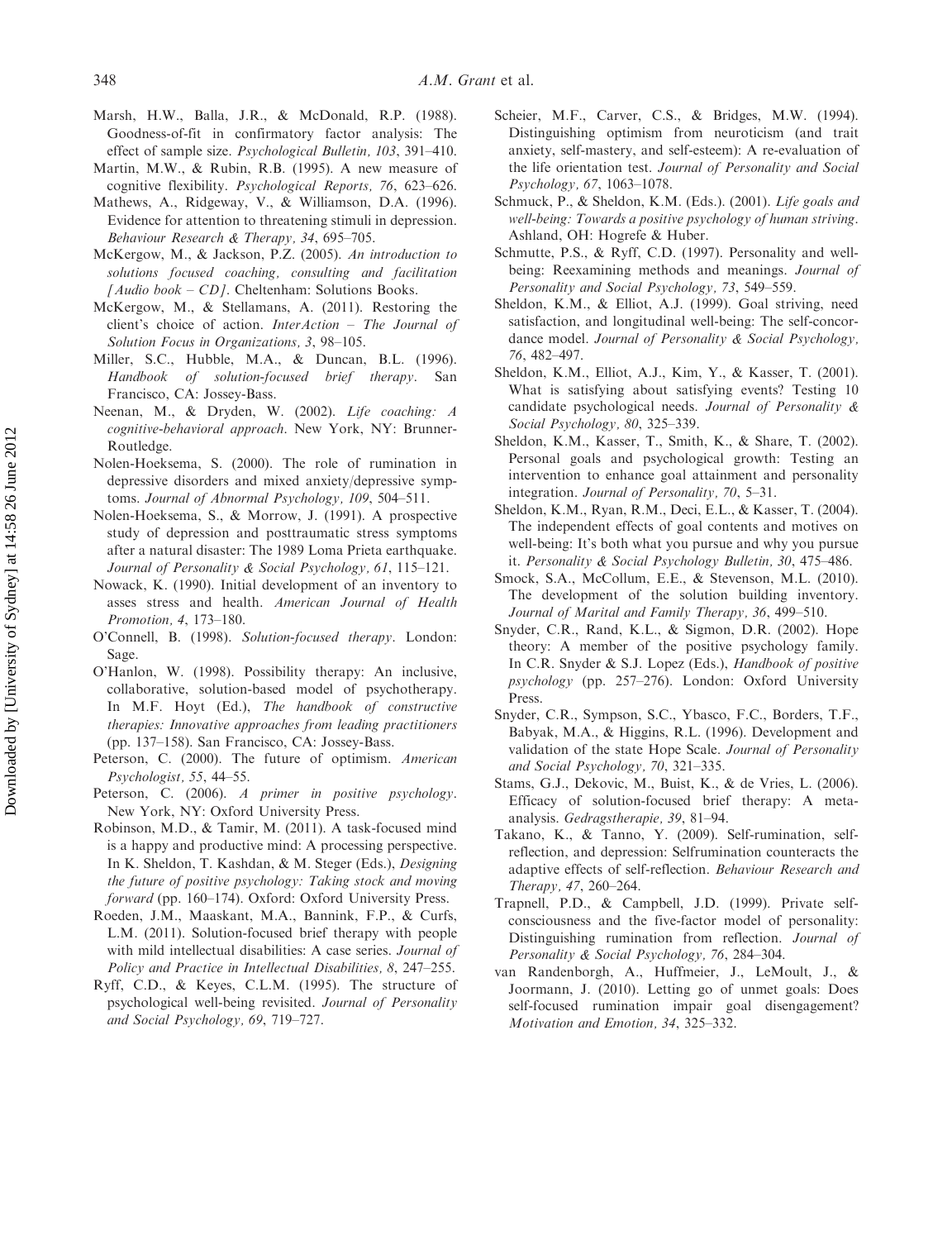Marsh, H.W., Balla, J.R., & McDonald, R.P. (1988). Goodness-of-fit in confirmatory factor analysis: The effect of sample size. *Psychological Bulletin, 103*, 391–410.

Martin, M.W., & Rubin, R.B. (1995). A new measure of cognitive flexibility. *Psychological Reports, 76*, 623–626.

Mathews, A., Ridgeway, V., & Williamson, D.A. (1996). Evidence for attention to threatening stimuli in depression. *Behaviour Research & Therapy, 34*, 695–705.

McKergow, M., & Jackson, P.Z. (2005). *An introduction to solutions focused coaching, consulting and facilitation [Audio book – CD]*. Cheltenham: Solutions Books.

McKergow, M., & Stellamans, A. (2011). Restoring the client's choice of action. *InterAction – The Journal of Solution Focus in Organizations, 3*, 98–105.

Miller, S.C., Hubble, M.A., & Duncan, B.L. (1996). *Handbook of solution-focused brief therapy*. San Francisco, CA: Jossey-Bass.

Neenan, M., & Dryden, W. (2002). *Life coaching: A cognitive-behavioral approach*. New York, NY: Brunner-Routledge.

Nolen-Hoeksema, S. (2000). The role of rumination in depressive disorders and mixed anxiety/depressive symptoms. *Journal of Abnormal Psychology, 109*, 504–511.

Nolen-Hoeksema, S., & Morrow, J. (1991). A prospective study of depression and posttraumatic stress symptoms after a natural disaster: The 1989 Loma Prieta earthquake. *Journal of Personality & Social Psychology, 61*, 115–121.

Nowack, K. (1990). Initial development of an inventory to asses stress and health. *American Journal of Health Promotion, 4*, 173–180.

O'Connell, B. (1998). *Solution-focused therapy*. London: Sage.

O'Hanlon, W. (1998). Possibility therapy: An inclusive, collaborative, solution-based model of psychotherapy. In M.F. Hoyt (Ed.), *The handbook of constructive therapies: Innovative approaches from leading practitioners* (pp. 137–158). San Francisco, CA: Jossey-Bass.

Peterson, C. (2000). The future of optimism. *American Psychologist, 55*, 44–55.

Peterson, C. (2006). *A primer in positive psychology*. New York, NY: Oxford University Press.

Robinson, M.D., & Tamir, M. (2011). A task-focused mind is a happy and productive mind: A processing perspective. In K. Sheldon, T. Kashdan, & M. Steger (Eds.), *Designing the future of positive psychology: Taking stock and moving forward* (pp. 160–174). Oxford: Oxford University Press.

Roeden, J.M., Maaskant, M.A., Bannink, F.P., & Curfs, L.M. (2011). Solution-focused brief therapy with people with mild intellectual disabilities: A case series. *Journal of Policy and Practice in Intellectual Disabilities, 8*, 247–255.

Ryff, C.D., & Keyes, C.L.M. (1995). The structure of psychological well-being revisited. *Journal of Personality and Social Psychology, 69*, 719–727.

Scheier, M.F., Carver, C.S., & Bridges, M.W. (1994). Distinguishing optimism from neuroticism (and trait anxiety, self-mastery, and self-esteem): A re-evaluation of the life orientation test. *Journal of Personality and Social Psychology, 67*, 1063–1078.

Schmuck, P., & Sheldon, K.M. (Eds.). (2001). *Life goals and well-being: Towards a positive psychology of human striving*. Ashland, OH: Hogrefe & Huber.

Schmutte, P.S., & Ryff, C.D. (1997). Personality and well-being: Reexamining methods and meanings. *Journal of Personality and Social Psychology, 73*, 549–559.

Sheldon, K.M., & Elliot, A.J. (1999). Goal striving, need satisfaction, and longitudinal well-being: The self-concordance model. *Journal of Personality & Social Psychology, 76*, 482–497.

Sheldon, K.M., Elliot, A.J., Kim, Y., & Kasser, T. (2001). What is satisfying about satisfying events? Testing 10 candidate psychological needs. *Journal of Personality & Social Psychology, 80*, 325–339.

Sheldon, K.M., Kasser, T., Smith, K., & Share, T. (2002). Personal goals and psychological growth: Testing an intervention to enhance goal attainment and personality integration. *Journal of Personality, 70*, 5–31.

Sheldon, K.M., Ryan, R.M., Deci, E.L., & Kasser, T. (2004). The independent effects of goal contents and motives on well-being: It's both what you pursue and why you pursue it. *Personality & Social Psychology Bulletin, 30*, 475–486.

Smock, S.A., McCollum, E.E., & Stevenson, M.L. (2010). The development of the solution building inventory. *Journal of Marital and Family Therapy, 36*, 499–510.

Snyder, C.R., Rand, K.L., & Sigmon, D.R. (2002). Hope theory: A member of the positive psychology family. In C.R. Snyder & S.J. Lopez (Eds.), *Handbook of positive psychology* (pp. 257–276). London: Oxford University Press.

Snyder, C.R., Sympson, S.C., Ybasco, F.C., Borders, T.F., Babyak, M.A., & Higgins, R.L. (1996). Development and validation of the state Hope Scale. *Journal of Personality and Social Psychology, 70*, 321–335.

Stams, G.J., Dekovic, M., Buist, K., & de Vries, L. (2006). Efficacy of solution-focused brief therapy: A meta-analysis. *Gedragstherapie, 39*, 81–94.

Takano, K., & Tanno, Y. (2009). Self-rumination, self-reflection, and depression: Selfrumination counteracts the adaptive effects of self-reflection. *Behaviour Research and Therapy, 47*, 260–264.

Trapnell, P.D., & Campbell, J.D. (1999). Private self-consciousness and the five-factor model of personality: Distinguishing rumination from reflection. *Journal of Personality & Social Psychology, 76*, 284–304.

van Randenborgh, A., Huffmeier, J., LeMoult, J., & Joormann, J. (2010). Letting go of unmet goals: Does self-focused rumination impair goal disengagement? *Motivation and Emotion, 34*, 325–332.